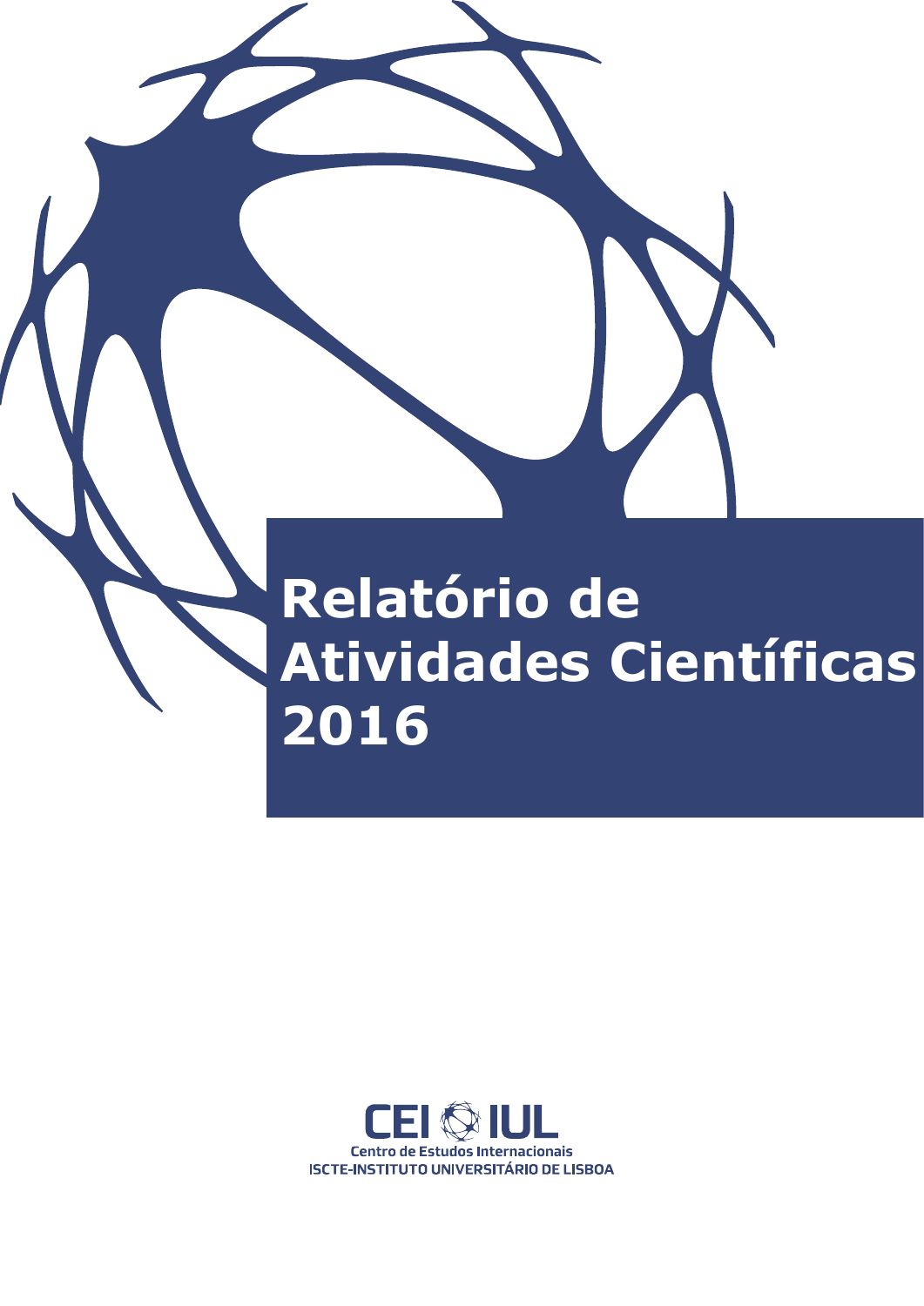# Relatório de Atividades Científicas 2016

CEI IUL

Centro de Estudos Internacionais

ISCTE-INSTITUTO UNIVERSITÁRIO DE LISBOA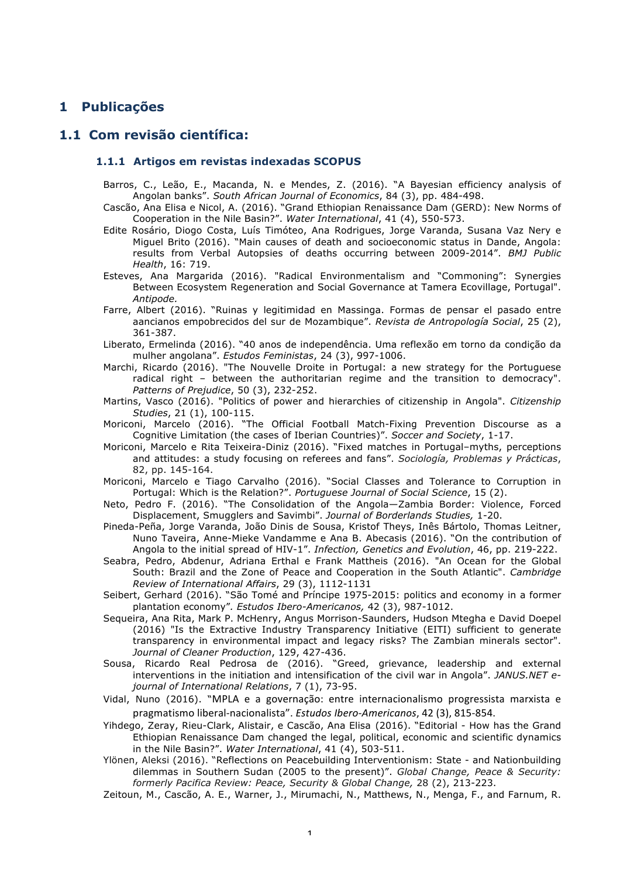# 1 Publicações

## 1.1 Com revisão científica:

### 1.1.1 Artigos em revistas indexadas SCOPUS

Barros, C., Leão, E., Macanda, N. e Mendes, Z. (2016). "A Bayesian efficiency analysis of Angolan banks". *South African Journal of Economics*, 84 (3), pp. 484-498.

Cascão, Ana Elisa e Nicol, A. (2016). "Grand Ethiopian Renaissance Dam (GERD): New Norms of Cooperation in the Nile Basin?". *Water International*, 41 (4), 550-573.

Edite Rosário, Diogo Costa, Luís Timóteo, Ana Rodrigues, Jorge Varanda, Susana Vaz Nery e Miguel Brito (2016). "Main causes of death and socioeconomic status in Dande, Angola: results from Verbal Autopsies of deaths occurring between 2009-2014". *BMJ Public Health*, 16: 719.

Esteves, Ana Margarida (2016). "Radical Environmentalism and "Commoning": Synergies Between Ecosystem Regeneration and Social Governance at Tamera Ecovillage, Portugal". *Antipode.*

Farre, Albert (2016). "Ruinas y legitimidad en Massinga. Formas de pensar el pasado entre aancianos empobrecidos del sur de Mozambique". *Revista de Antropología Social*, 25 (2), 361-387.

Liberato, Ermelinda (2016). "40 anos de independência. Uma reflexão em torno da condição da mulher angolana". *Estudos Feministas*, 24 (3), 997-1006.

Marchi, Ricardo (2016). "The Nouvelle Droite in Portugal: a new strategy for the Portuguese radical right – between the authoritarian regime and the transition to democracy". *Patterns of Prejudice*, 50 (3), 232-252.

Martins, Vasco (2016). "Politics of power and hierarchies of citizenship in Angola". *Citizenship Studies*, 21 (1), 100-115.

Moriconi, Marcelo (2016). "The Official Football Match-Fixing Prevention Discourse as a Cognitive Limitation (the cases of Iberian Countries)". *Soccer and Society*, 1-17.

Moriconi, Marcelo e Rita Teixeira-Diniz (2016). "Fixed matches in Portugal–myths, perceptions and attitudes: a study focusing on referees and fans". *Sociología, Problemas y Prácticas*, 82, pp. 145-164.

Moriconi, Marcelo e Tiago Carvalho (2016). "Social Classes and Tolerance to Corruption in Portugal: Which is the Relation?". *Portuguese Journal of Social Science*, 15 (2).

Neto, Pedro F. (2016). "The Consolidation of the Angola—Zambia Border: Violence, Forced Displacement, Smugglers and Savimbi". *Journal of Borderlands Studies,* 1-20.

Pineda-Peña, Jorge Varanda, João Dinis de Sousa, Kristof Theys, Inês Bártolo, Thomas Leitner, Nuno Taveira, Anne-Mieke Vandamme e Ana B. Abecasis (2016). "On the contribution of Angola to the initial spread of HIV-1". *Infection, Genetics and Evolution*, 46, pp. 219-222.

Seabra, Pedro, Abdenur, Adriana Erthal e Frank Mattheis (2016). "An Ocean for the Global South: Brazil and the Zone of Peace and Cooperation in the South Atlantic". *Cambridge Review of International Affairs*, 29 (3), 1112-1131

Seibert, Gerhard (2016). "São Tomé and Príncipe 1975-2015: politics and economy in a former plantation economy". *Estudos Ibero-Americanos,* 42 (3), 987-1012.

Sequeira, Ana Rita, Mark P. McHenry, Angus Morrison-Saunders, Hudson Mtegha e David Doepel (2016) "Is the Extractive Industry Transparency Initiative (EITI) sufficient to generate transparency in environmental impact and legacy risks? The Zambian minerals sector". *Journal of Cleaner Production*, 129, 427-436.

Sousa, Ricardo Real Pedrosa de (2016). "Greed, grievance, leadership and external interventions in the initiation and intensification of the civil war in Angola". *JANUS.NET e-journal of International Relations*, 7 (1), 73-95.

Vidal, Nuno (2016). "MPLA e a governação: entre internacionalismo progressista marxista e pragmatismo liberal-nacionalista". *Estudos Ibero-Americanos*, 42 (3), 815-854.

Yihdego, Zeray, Rieu-Clark, Alistair, e Cascão, Ana Elisa (2016). "Editorial - How has the Grand Ethiopian Renaissance Dam changed the legal, political, economic and scientific dynamics in the Nile Basin?". *Water International*, 41 (4), 503-511.

Ylönen, Aleksi (2016). "Reflections on Peacebuilding Interventionism: State - and Nationbuilding dilemmas in Southern Sudan (2005 to the present)". *Global Change, Peace & Security: formerly Pacifica Review: Peace, Security & Global Change,* 28 (2), 213-223.

Zeitoun, M., Cascão, A. E., Warner, J., Mirumachi, N., Matthews, N., Menga, F., and Farnum, R.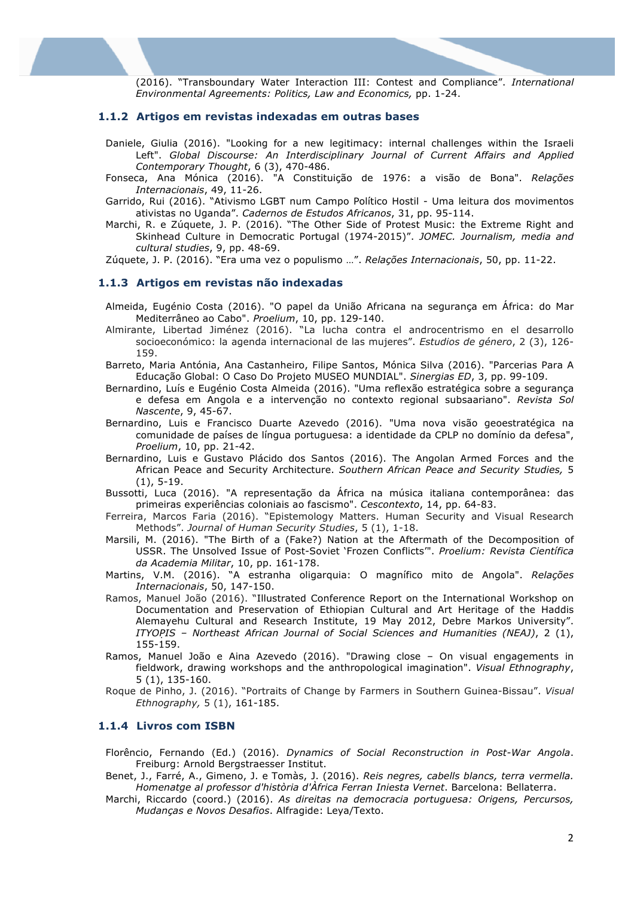(2016). "Transboundary Water Interaction III: Contest and Compliance". *International Environmental Agreements: Politics, Law and Economics,* pp. 1-24.

### 1.1.2 Artigos em revistas indexadas em outras bases

Daniele, Giulia (2016). "Looking for a new legitimacy: internal challenges within the Israeli Left". *Global Discourse: An Interdisciplinary Journal of Current Affairs and Applied Contemporary Thought*, 6 (3), 470-486.

Fonseca, Ana Mónica (2016). "A Constituição de 1976: a visão de Bona". *Relações Internacionais*, 49, 11-26.

Garrido, Rui (2016). "Ativismo LGBT num Campo Político Hostil - Uma leitura dos movimentos ativistas no Uganda". *Cadernos de Estudos Africanos*, 31, pp. 95-114.

Marchi, R. e Zúquete, J. P. (2016). "The Other Side of Protest Music: the Extreme Right and Skinhead Culture in Democratic Portugal (1974-2015)". *JOMEC. Journalism, media and cultural studies*, 9, pp. 48-69.

Zúquete, J. P. (2016). "Era uma vez o populismo …". *Relações Internacionais*, 50, pp. 11-22.

### 1.1.3 Artigos em revistas não indexadas

Almeida, Eugénio Costa (2016). "O papel da União Africana na segurança em África: do Mar Mediterrâneo ao Cabo". *Proelium*, 10, pp. 129-140.

Almirante, Libertad Jiménez (2016). "La lucha contra el androcentrismo en el desarrollo socioeconómico: la agenda internacional de las mujeres". *Estudios de género*, 2 (3), 126-159.

Barreto, Maria Antónia, Ana Castanheiro, Filipe Santos, Mónica Silva (2016). "Parcerias Para A Educação Global: O Caso Do Projeto MUSEO MUNDIAL". *Sinergias ED*, 3, pp. 99-109.

Bernardino, Luís e Eugénio Costa Almeida (2016). "Uma reflexão estratégica sobre a segurança e defesa em Angola e a intervenção no contexto regional subsaariano". *Revista Sol Nascente*, 9, 45-67.

Bernardino, Luis e Francisco Duarte Azevedo (2016). "Uma nova visão geoestratégica na comunidade de países de língua portuguesa: a identidade da CPLP no domínio da defesa", *Proelium*, 10, pp. 21-42.

Bernardino, Luis e Gustavo Plácido dos Santos (2016). The Angolan Armed Forces and the African Peace and Security Architecture. *Southern African Peace and Security Studies,* 5 (1), 5-19.

Bussotti, Luca (2016). "A representação da África na música italiana contemporânea: das primeiras experiências coloniais ao fascismo". *Cescontexto*, 14, pp. 64-83.

Ferreira, Marcos Faria (2016). "Epistemology Matters. Human Security and Visual Research Methods". *Journal of Human Security Studies*, 5 (1), 1-18.

Marsili, M. (2016). "The Birth of a (Fake?) Nation at the Aftermath of the Decomposition of USSR. The Unsolved Issue of Post-Soviet 'Frozen Conflicts'". *Proelium: Revista Científica da Academia Militar*, 10, pp. 161-178.

Martins, V.M. (2016). "A estranha oligarquia: O magnífico mito de Angola". *Relações Internacionais*, 50, 147-150.

Ramos, Manuel João (2016). "Illustrated Conference Report on the International Workshop on Documentation and Preservation of Ethiopian Cultural and Art Heritage of the Haddis Alemayehu Cultural and Research Institute, 19 May 2012, Debre Markos University". *ITYOP̣IS – Northeast African Journal of Social Sciences and Humanities (NEAJ)*, 2 (1), 155-159.

Ramos, Manuel João e Aina Azevedo (2016). "Drawing close – On visual engagements in fieldwork, drawing workshops and the anthropological imagination". *Visual Ethnography*, 5 (1), 135-160.

Roque de Pinho, J. (2016). "Portraits of Change by Farmers in Southern Guinea-Bissau". *Visual Ethnography,* 5 (1), 161-185.

### 1.1.4 Livros com ISBN

Florêncio, Fernando (Ed.) (2016). *Dynamics of Social Reconstruction in Post-War Angola*. Freiburg: Arnold Bergstraesser Institut.

Benet, J., Farré, A., Gimeno, J. e Tomàs, J. (2016). *Reis negres, cabells blancs, terra vermella. Homenatge al professor d'història d'Àfrica Ferran Iniesta Vernet*. Barcelona: Bellaterra.

Marchi, Riccardo (coord.) (2016). *As direitas na democracia portuguesa: Origens, Percursos, Mudanças e Novos Desafios*. Alfragide: Leya/Texto.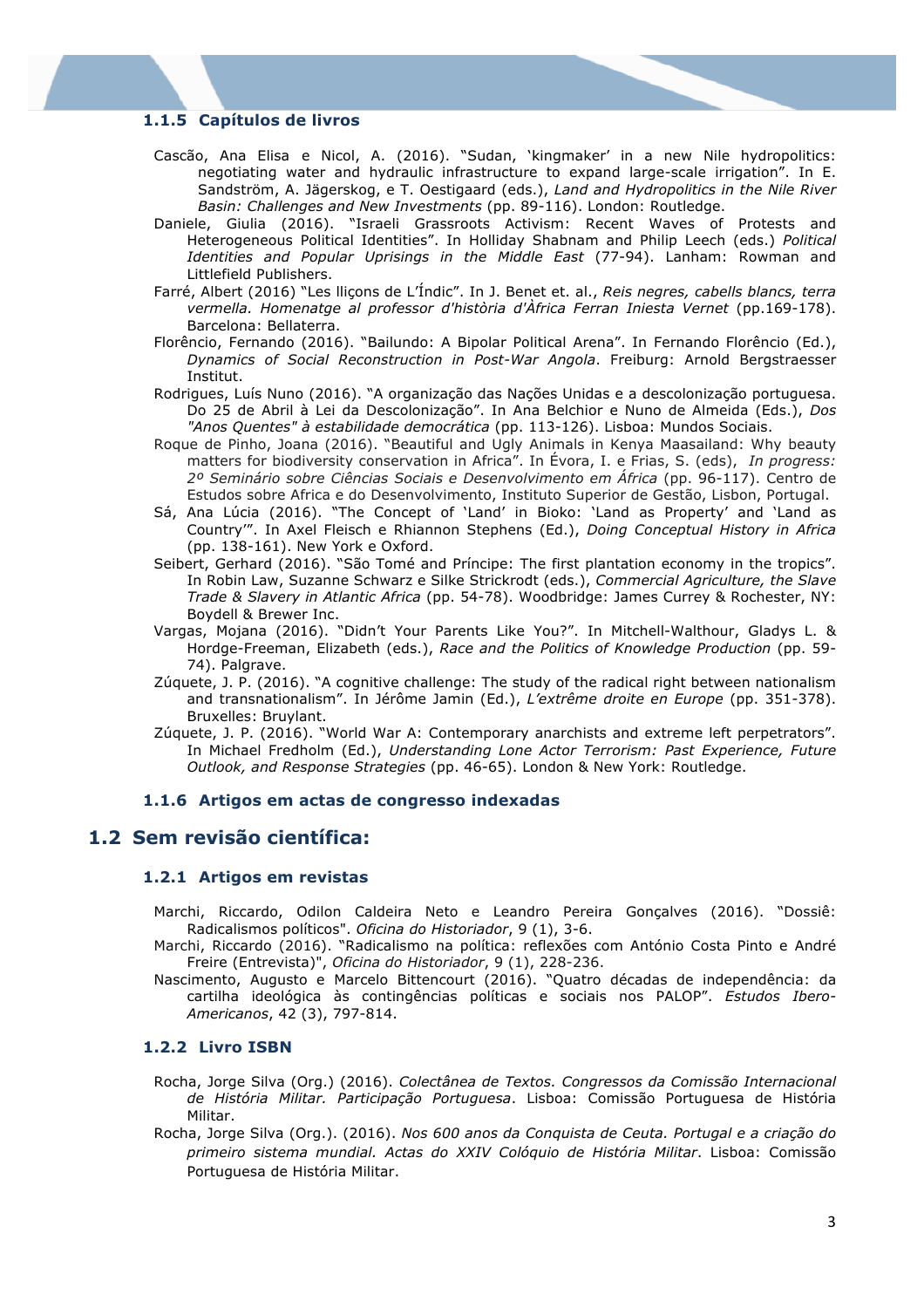### 1.1.5 Capítulos de livros

Cascão, Ana Elisa e Nicol, A. (2016). "Sudan, 'kingmaker' in a new Nile hydropolitics: negotiating water and hydraulic infrastructure to expand large-scale irrigation". In E. Sandström, A. Jägerskog, e T. Oestigaard (eds.), *Land and Hydropolitics in the Nile River Basin: Challenges and New Investments* (pp. 89-116). London: Routledge.

Daniele, Giulia (2016). "Israeli Grassroots Activism: Recent Waves of Protests and Heterogeneous Political Identities". In Holliday Shabnam and Philip Leech (eds.) *Political Identities and Popular Uprisings in the Middle East* (77-94). Lanham: Rowman and Littlefield Publishers.

Farré, Albert (2016) "Les lliçons de L'Índic". In J. Benet et. al., *Reis negres, cabells blancs, terra vermella. Homenatge al professor d'història d'Àfrica Ferran Iniesta Vernet* (pp.169-178). Barcelona: Bellaterra.

Florêncio, Fernando (2016). "Bailundo: A Bipolar Political Arena". In Fernando Florêncio (Ed.), *Dynamics of Social Reconstruction in Post-War Angola*. Freiburg: Arnold Bergstraesser Institut.

Rodrigues, Luís Nuno (2016). "A organização das Nações Unidas e a descolonização portuguesa. Do 25 de Abril à Lei da Descolonização". In Ana Belchior e Nuno de Almeida (Eds.), *Dos "Anos Quentes" à estabilidade democrática* (pp. 113-126). Lisboa: Mundos Sociais.

Roque de Pinho, Joana (2016). "Beautiful and Ugly Animals in Kenya Maasailand: Why beauty matters for biodiversity conservation in Africa". In Évora, I. e Frias, S. (eds), *In progress: 2º Seminário sobre Ciências Sociais e Desenvolvimento em África* (pp. 96-117). Centro de Estudos sobre Africa e do Desenvolvimento, Instituto Superior de Gestão, Lisbon, Portugal.

Sá, Ana Lúcia (2016). "The Concept of 'Land' in Bioko: 'Land as Property' and 'Land as Country'". In Axel Fleisch e Rhiannon Stephens (Ed.), *Doing Conceptual History in Africa* (pp. 138-161). New York e Oxford.

Seibert, Gerhard (2016). "São Tomé and Príncipe: The first plantation economy in the tropics". In Robin Law, Suzanne Schwarz e Silke Strickrodt (eds.), *Commercial Agriculture, the Slave Trade & Slavery in Atlantic Africa* (pp. 54-78). Woodbridge: James Currey & Rochester, NY: Boydell & Brewer Inc.

Vargas, Mojana (2016). "Didn't Your Parents Like You?". In Mitchell-Walthour, Gladys L. & Hordge-Freeman, Elizabeth (eds.), *Race and the Politics of Knowledge Production* (pp. 59-74). Palgrave.

Zúquete, J. P. (2016). "A cognitive challenge: The study of the radical right between nationalism and transnationalism". In Jérôme Jamin (Ed.), *L'extrême droite en Europe* (pp. 351-378). Bruxelles: Bruylant.

Zúquete, J. P. (2016). "World War A: Contemporary anarchists and extreme left perpetrators". In Michael Fredholm (Ed.), *Understanding Lone Actor Terrorism: Past Experience, Future Outlook, and Response Strategies* (pp. 46-65). London & New York: Routledge.

### 1.1.6 Artigos em actas de congresso indexadas

## 1.2 Sem revisão científica:

### 1.2.1 Artigos em revistas

Marchi, Riccardo, Odilon Caldeira Neto e Leandro Pereira Gonçalves (2016). "Dossiê: Radicalismos políticos". *Oficina do Historiador*, 9 (1), 3-6.

Marchi, Riccardo (2016). "Radicalismo na política: reflexões com António Costa Pinto e André Freire (Entrevista)", *Oficina do Historiador*, 9 (1), 228-236.

Nascimento, Augusto e Marcelo Bittencourt (2016). "Quatro décadas de independência: da cartilha ideológica às contingências políticas e sociais nos PALOP". *Estudos Ibero-Americanos*, 42 (3), 797-814.

### 1.2.2 Livro ISBN

Rocha, Jorge Silva (Org.) (2016). *Colectânea de Textos. Congressos da Comissão Internacional de História Militar. Participação Portuguesa*. Lisboa: Comissão Portuguesa de História Militar.

Rocha, Jorge Silva (Org.). (2016). *Nos 600 anos da Conquista de Ceuta. Portugal e a criação do primeiro sistema mundial. Actas do XXIV Colóquio de História Militar*. Lisboa: Comissão Portuguesa de História Militar.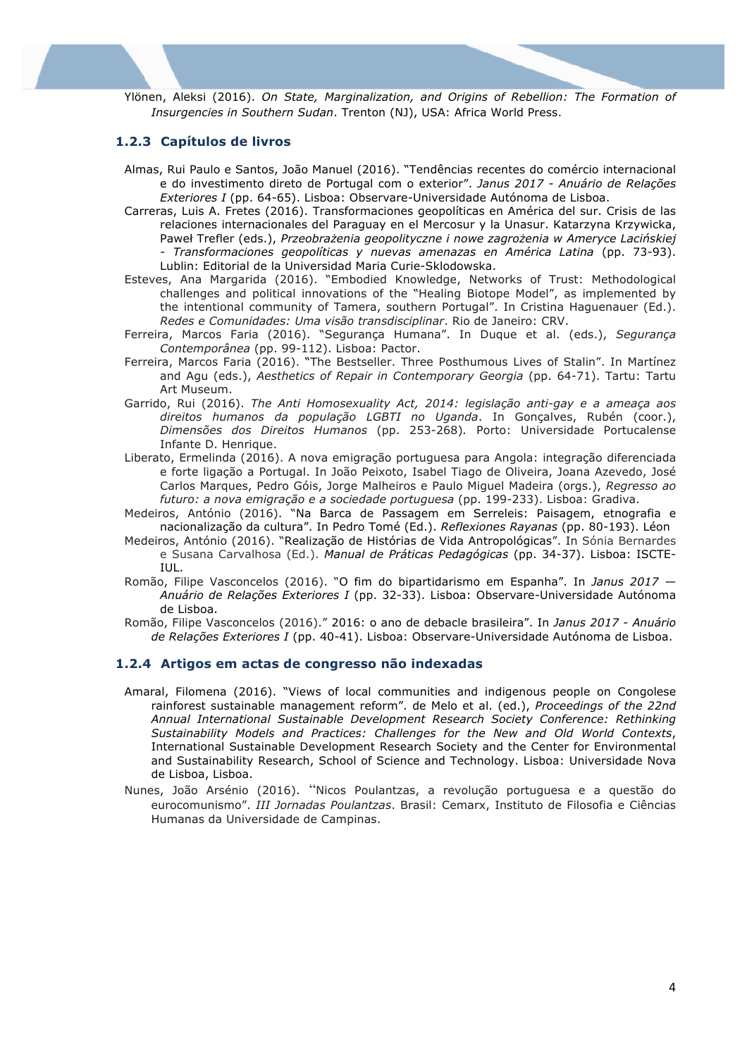Ylönen, Aleksi (2016). *On State, Marginalization, and Origins of Rebellion: The Formation of Insurgencies in Southern Sudan*. Trenton (NJ), USA: Africa World Press.

### 1.2.3 Capítulos de livros

Almas, Rui Paulo e Santos, João Manuel (2016). "Tendências recentes do comércio internacional e do investimento direto de Portugal com o exterior". *Janus 2017 - Anuário de Relações Exteriores I* (pp. 64-65). Lisboa: Observare-Universidade Autónoma de Lisboa.

Carreras, Luis A. Fretes (2016). Transformaciones geopolíticas en América del sur. Crisis de las relaciones internacionales del Paraguay en el Mercosur y la Unasur. Katarzyna Krzywicka, Paweł Trefler (eds.), *Przeobrażenia geopolityczne i nowe zagrożenia w Ameryce Lacińskiej - Transformaciones geopolíticas y nuevas amenazas en América Latina* (pp. 73-93). Lublin: Editorial de la Universidad Maria Curie-Sklodowska.

Esteves, Ana Margarida (2016). "Embodied Knowledge, Networks of Trust: Methodological challenges and political innovations of the "Healing Biotope Model", as implemented by the intentional community of Tamera, southern Portugal". In Cristina Haguenauer (Ed.). *Redes e Comunidades: Uma visão transdisciplinar*. Rio de Janeiro: CRV.

Ferreira, Marcos Faria (2016). "Segurança Humana". In Duque et al. (eds.), *Segurança Contemporânea* (pp. 99-112). Lisboa: Pactor.

Ferreira, Marcos Faria (2016). "The Bestseller. Three Posthumous Lives of Stalin". In Martínez and Agu (eds.), *Aesthetics of Repair in Contemporary Georgia* (pp. 64-71). Tartu: Tartu Art Museum.

Garrido, Rui (2016). *The Anti Homosexuality Act, 2014: legislação anti-gay e a ameaça aos direitos humanos da população LGBTI no Uganda*. In Gonçalves, Rubén (coor.), *Dimensões dos Direitos Humanos* (pp. 253-268). Porto: Universidade Portucalense Infante D. Henrique.

Liberato, Ermelinda (2016). A nova emigração portuguesa para Angola: integração diferenciada e forte ligação a Portugal. In João Peixoto, Isabel Tiago de Oliveira, Joana Azevedo, José Carlos Marques, Pedro Góis, Jorge Malheiros e Paulo Miguel Madeira (orgs.), *Regresso ao futuro: a nova emigração e a sociedade portuguesa* (pp. 199-233). Lisboa: Gradiva.

Medeiros, António (2016). "Na Barca de Passagem em Serreleis: Paisagem, etnografia e nacionalização da cultura". In Pedro Tomé (Ed.). *Reflexiones Rayanas* (pp. 80-193). Léon

Medeiros, António (2016). "Realização de Histórias de Vida Antropológicas". In Sónia Bernardes e Susana Carvalhosa (Ed.). *Manual de Práticas Pedagógicas* (pp. 34-37). Lisboa: ISCTE-IUL.

Romão, Filipe Vasconcelos (2016). "O fim do bipartidarismo em Espanha". In *Janus 2017 — Anuário de Relações Exteriores I* (pp. 32-33). Lisboa: Observare-Universidade Autónoma de Lisboa.

Romão, Filipe Vasconcelos (2016)." 2016: o ano de debacle brasileira". In *Janus 2017 - Anuário de Relações Exteriores I* (pp. 40-41). Lisboa: Observare-Universidade Autónoma de Lisboa.

### 1.2.4 Artigos em actas de congresso não indexadas

Amaral, Filomena (2016). "Views of local communities and indigenous people on Congolese rainforest sustainable management reform". de Melo et al. (ed.), *Proceedings of the 22nd Annual International Sustainable Development Research Society Conference: Rethinking Sustainability Models and Practices: Challenges for the New and Old World Contexts*, International Sustainable Development Research Society and the Center for Environmental and Sustainability Research, School of Science and Technology. Lisboa: Universidade Nova de Lisboa, Lisboa.

Nunes, João Arsénio (2016). "Nicos Poulantzas, a revolução portuguesa e a questão do eurocomunismo". *III Jornadas Poulantzas*. Brasil: Cemarx, Instituto de Filosofia e Ciências Humanas da Universidade de Campinas.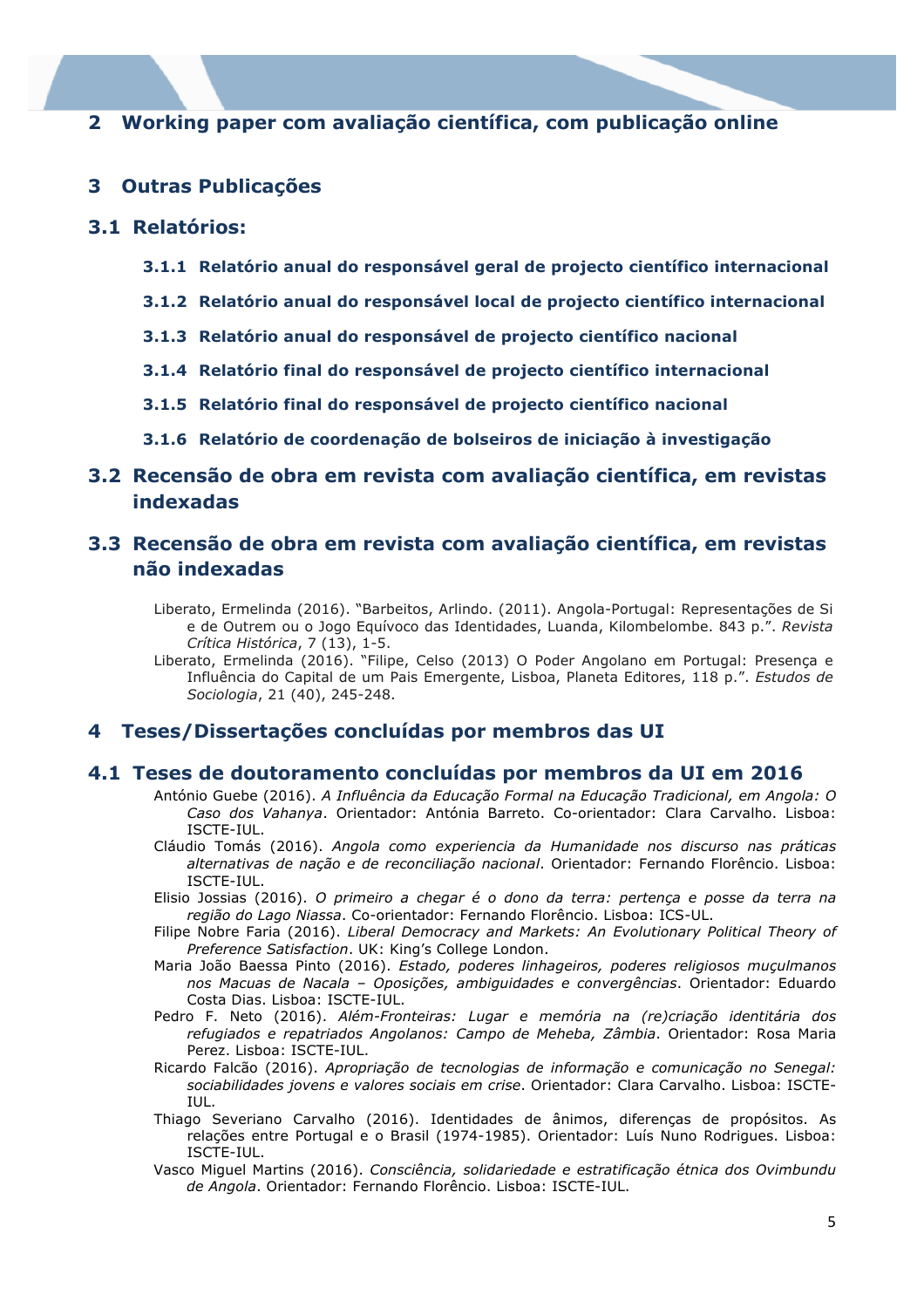## 2 Working paper com avaliação científica, com publicação online

## 3 Outras Publicações

## 3.1 Relatórios:

### 3.1.1 Relatório anual do responsável geral de projecto científico internacional

### 3.1.2 Relatório anual do responsável local de projecto científico internacional

### 3.1.3 Relatório anual do responsável de projecto científico nacional

### 3.1.4 Relatório final do responsável de projecto científico internacional

### 3.1.5 Relatório final do responsável de projecto científico nacional

### 3.1.6 Relatório de coordenação de bolseiros de iniciação à investigação

## 3.2 Recensão de obra em revista com avaliação científica, em revistas indexadas

## 3.3 Recensão de obra em revista com avaliação científica, em revistas não indexadas

Liberato, Ermelinda (2016). "Barbeitos, Arlindo. (2011). Angola-Portugal: Representações de Si e de Outrem ou o Jogo Equívoco das Identidades, Luanda, Kilombelombe. 843 p.". *Revista Crítica Histórica*, 7 (13), 1-5.

Liberato, Ermelinda (2016). "Filipe, Celso (2013) O Poder Angolano em Portugal: Presença e Influência do Capital de um Pais Emergente, Lisboa, Planeta Editores, 118 p.". *Estudos de Sociologia*, 21 (40), 245-248.

## 4 Teses/Dissertações concluídas por membros das UI

## 4.1 Teses de doutoramento concluídas por membros da UI em 2016

António Guebe (2016). *A Influência da Educação Formal na Educação Tradicional, em Angola: O Caso dos Vahanya*. Orientador: Antónia Barreto. Co-orientador: Clara Carvalho. Lisboa: ISCTE-IUL.

Cláudio Tomás (2016). *Angola como experiencia da Humanidade nos discurso nas práticas alternativas de nação e de reconciliação nacional*. Orientador: Fernando Florêncio. Lisboa: ISCTE-IUL.

Elisio Jossias (2016). *O primeiro a chegar é o dono da terra: pertença e posse da terra na região do Lago Niassa*. Co-orientador: Fernando Florêncio. Lisboa: ICS-UL.

Filipe Nobre Faria (2016). *Liberal Democracy and Markets: An Evolutionary Political Theory of Preference Satisfaction*. UK: King's College London.

Maria João Baessa Pinto (2016). *Estado, poderes linhageiros, poderes religiosos muçulmanos nos Macuas de Nacala – Oposições, ambiguidades e convergências*. Orientador: Eduardo Costa Dias. Lisboa: ISCTE-IUL.

Pedro F. Neto (2016). *Além-Fronteiras: Lugar e memória na (re)criação identitária dos refugiados e repatriados Angolanos: Campo de Meheba, Zâmbia*. Orientador: Rosa Maria Perez. Lisboa: ISCTE-IUL.

Ricardo Falcão (2016). *Apropriação de tecnologias de informação e comunicação no Senegal: sociabilidades jovens e valores sociais em crise*. Orientador: Clara Carvalho. Lisboa: ISCTE-IUL.

Thiago Severiano Carvalho (2016). Identidades de ânimos, diferenças de propósitos. As relações entre Portugal e o Brasil (1974-1985). Orientador: Luís Nuno Rodrigues. Lisboa: ISCTE-IUL.

Vasco Miguel Martins (2016). *Consciência, solidariedade e estratificação étnica dos Ovimbundu de Angola*. Orientador: Fernando Florêncio. Lisboa: ISCTE-IUL.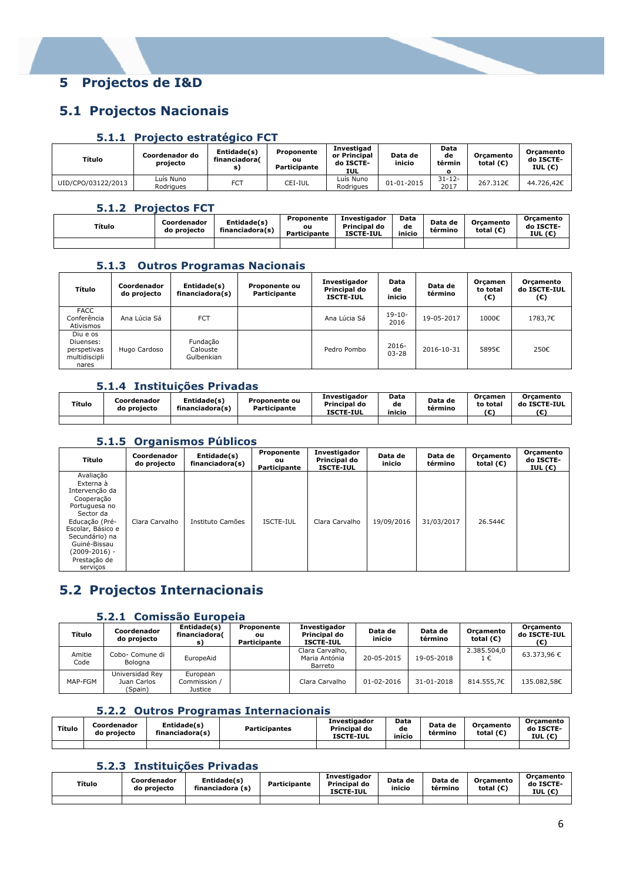# 5 Projectos de I&D

## 5.1 Projectos Nacionais

### 5.1.1 Projecto estratégico FCT

| Título | Coordenador do projecto | Entidade(s) financiadora(s) | Proponente ou Participante | Investigador Principal do ISCTE-IUL | Data de inicio | Data de término | Orçamento total (€) | Orçamento do ISCTE-IUL (€) |
|---|---|---|---|---|---|---|---|---|
| UID/CPO/03122/2013 | Luís Nuno Rodrigues | FCT | CEI-IUL | Luís Nuno Rodrigues | 01-01-2015 | 31-12-2017 | 267.312€ | 44.726,42€ |

### 5.1.2 Projectos FCT

| Título | Coordenador do projecto | Entidade(s) financiadora(s) | Proponente ou Participante | Investigador Principal do ISCTE-IUL | Data de inicio | Data de término | Orçamento total (€) | Orçamento do ISCTE-IUL (€) |
|---|---|---|---|---|---|---|---|---|
| | | | | | | | | |

### 5.1.3 Outros Programas Nacionais

| Título | Coordenador do projecto | Entidade(s) financiadora(s) | Proponente ou Participante | Investigador Principal do ISCTE-IUL | Data de inicio | Data de término | Orçamento total (€) | Orçamento do ISCTE-IUL (€) |
|---|---|---|---|---|---|---|---|---|
| FACC Conferência Ativismos | Ana Lúcia Sá | FCT | | Ana Lúcia Sá | 19-10-2016 | 19-05-2017 | 1000€ | 1783,7€ |
| Diu e os Diuenses: perspetivas multidiscipli nares | Hugo Cardoso | Fundação Calouste Gulbenkian | | Pedro Pombo | 2016-03-28 | 2016-10-31 | 5895€ | 250€ |

### 5.1.4 Instituições Privadas

| Título | Coordenador do projecto | Entidade(s) financiadora(s) | Proponente ou Participante | Investigador Principal do ISCTE-IUL | Data de inicio | Data de término | Orçamento total (€) | Orçamento do ISCTE-IUL (€) |
|---|---|---|---|---|---|---|---|---|
| | | | | | | | | |

### 5.1.5 Organismos Públicos

| Título | Coordenador do projecto | Entidade(s) financiadora(s) | Proponente ou Participante | Investigador Principal do ISCTE-IUL | Data de inicio | Data de término | Orçamento total (€) | Orçamento do ISCTE-IUL (€) |
|---|---|---|---|---|---|---|---|---|
| Avaliação Externa à Intervenção da Cooperação Portuguesa no Sector da Educação (Pré-Escolar, Básico e Secundário) na Guiné-Bissau (2009-2016) - Prestação de serviços | Clara Carvalho | Instituto Camões | ISCTE-IUL | Clara Carvalho | 19/09/2016 | 31/03/2017 | 26.544€ | |

## 5.2 Projectos Internacionais

### 5.2.1 Comissão Europeia

| Título | Coordenador do projecto | Entidade(s) financiadora(s) | Proponente ou Participante | Investigador Principal do ISCTE-IUL | Data de início | Data de término | Orçamento total (€) | Orçamento do ISCTE-IUL (€) |
|---|---|---|---|---|---|---|---|---|
| Amitie Code | Cobo- Comune di Bologna | EuropeAid | | Clara Carvalho, Maria Antónia Barreto | 20-05-2015 | 19-05-2018 | 2.385.504,01 € | 63.373,96 € |
| MAP-FGM | Universidad Rey Juan Carlos (Spain) | European Commission / Justice | | Clara Carvalho | 01-02-2016 | 31-01-2018 | 814.555,7€ | 135.082,58€ |

### 5.2.2 Outros Programas Internacionais

| Título | Coordenador do projecto | Entidade(s) financiadora(s) | Participantes | Investigador Principal do ISCTE-IUL | Data de início | Data de término | Orçamento total (€) | Orçamento do ISCTE-IUL (€) |
|---|---|---|---|---|---|---|---|---|
| | | | | | | | | |

### 5.2.3 Instituições Privadas

| Título | Coordenador do projecto | Entidade(s) financiadora (s) | Participante | Investigador Principal do ISCTE-IUL | Data de inicio | Data de término | Orçamento total (€) | Orçamento do ISCTE-IUL (€) |
|---|---|---|---|---|---|---|---|---|
| | | | | | | | | |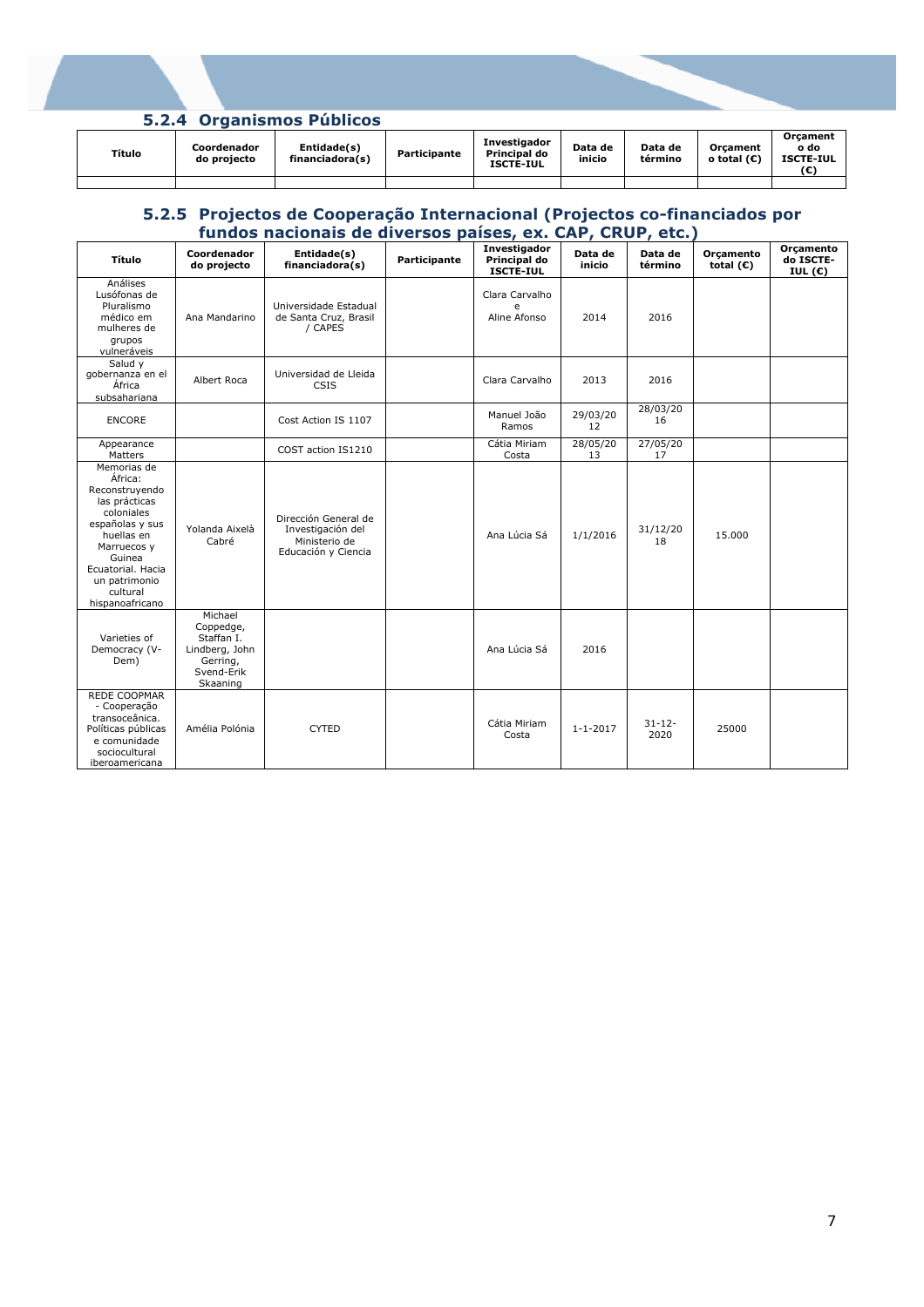### 5.2.4 Organismos Públicos

| Título | Coordenador do projecto | Entidade(s) financiadora(s) | Participante | Investigador Principal do ISCTE-IUL | Data de início | Data de término | Orçamento total (€) | Orçamento do ISCTE-IUL (€) |
|---|---|---|---|---|---|---|---|---|
| | | | | | | | | |

### 5.2.5 Projectos de Cooperação Internacional (Projectos co-financiados por fundos nacionais de diversos países, ex. CAP, CRUP, etc.)

| Título | Coordenador do projecto | Entidade(s) financiadora(s) | Participante | Investigador Principal do ISCTE-IUL | Data de inicio | Data de término | Orçamento total (€) | Orçamento do ISCTE-IUL (€) |
|---|---|---|---|---|---|---|---|---|
| Análises Lusófonas de Pluralismo médico em mulheres de grupos vulneráveis | Ana Mandarino | Universidade Estadual de Santa Cruz, Brasil / CAPES | | Clara Carvalho e Aline Afonso | 2014 | 2016 | | |
| Salud y gobernanza en el África subsahariana | Albert Roca | Universidad de Lleida CSIS | | Clara Carvalho | 2013 | 2016 | | |
| ENCORE | | Cost Action IS 1107 | | Manuel João Ramos | 29/03/2012 | 28/03/2016 | | |
| Appearance Matters | | COST action IS1210 | | Cátia Miriam Costa | 28/05/2013 | 27/05/2017 | | |
| Memorias de África: Reconstruyendo las prácticas coloniales españolas y sus huellas en Marruecos y Guinea Ecuatorial. Hacia un patrimonio cultural hispanoafricano | Yolanda Aixelà Cabré | Dirección General de Investigación del Ministerio de Educación y Ciencia | | Ana Lúcia Sá | 1/1/2016 | 31/12/2018 | 15.000 | |
| Varieties of Democracy (V-Dem) | Michael Coppedge, Staffan I. Lindberg, John Gerring, Svend-Erik Skaaning | | | Ana Lúcia Sá | 2016 | | | |
| REDE COOPMAR - Cooperação transoceânica. Políticas públicas e comunidade sociocultural iberoamericana | Amélia Polónia | CYTED | | Cátia Miriam Costa | 1-1-2017 | 31-12-2020 | 25000 | |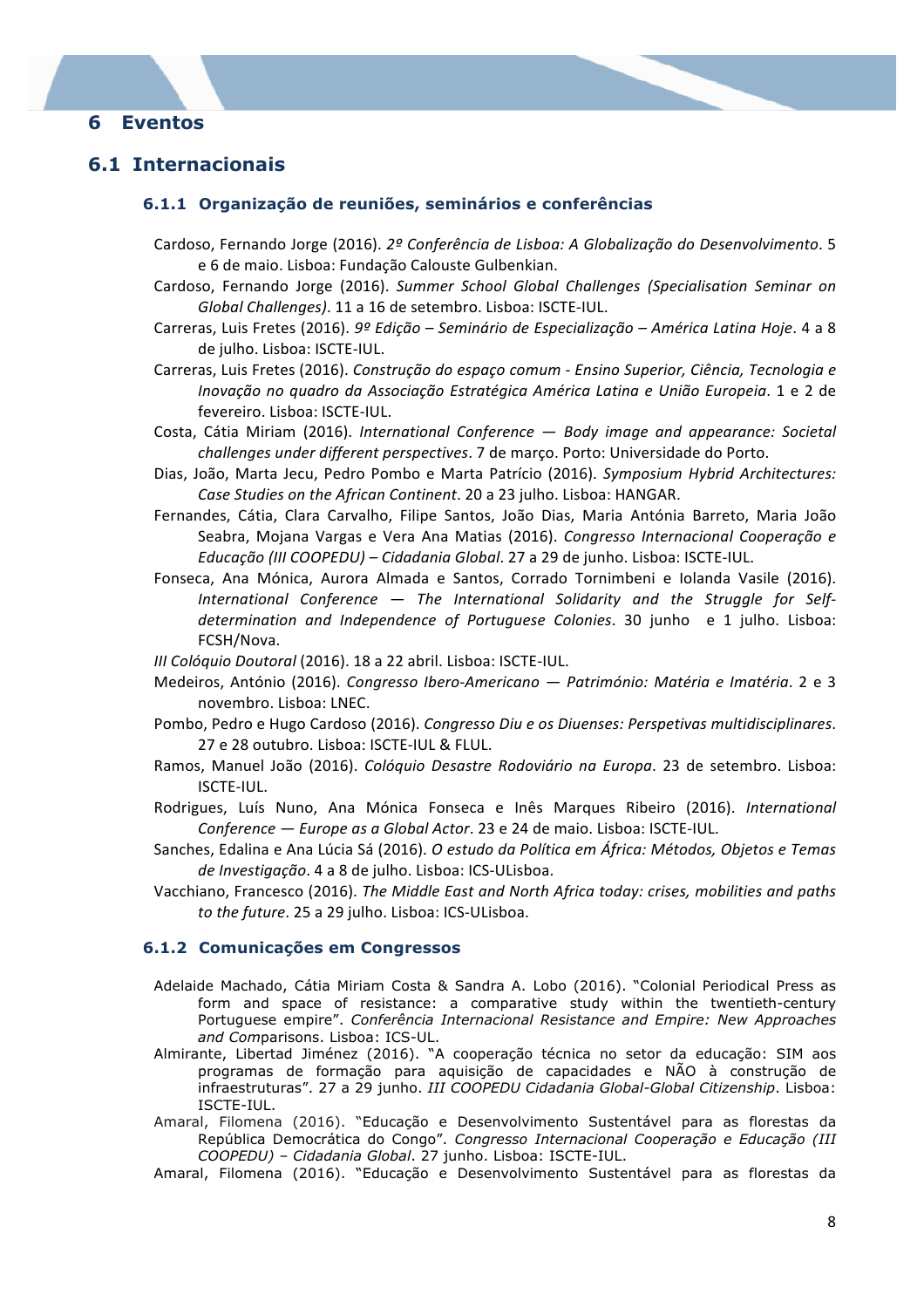# 6 Eventos

## 6.1 Internacionais

### 6.1.1 Organização de reuniões, seminários e conferências

Cardoso, Fernando Jorge (2016). *2º Conferência de Lisboa: A Globalização do Desenvolvimento*. 5 e 6 de maio. Lisboa: Fundação Calouste Gulbenkian.

Cardoso, Fernando Jorge (2016). *Summer School Global Challenges (Specialisation Seminar on Global Challenges)*. 11 a 16 de setembro. Lisboa: ISCTE-IUL.

Carreras, Luis Fretes (2016). *9º Edição – Seminário de Especialização – América Latina Hoje*. 4 a 8 de julho. Lisboa: ISCTE-IUL.

Carreras, Luis Fretes (2016). *Construção do espaço comum - Ensino Superior, Ciência, Tecnologia e Inovação no quadro da Associação Estratégica América Latina e União Europeia*. 1 e 2 de fevereiro. Lisboa: ISCTE-IUL.

Costa, Cátia Miriam (2016). *International Conference — Body image and appearance: Societal challenges under different perspectives*. 7 de março. Porto: Universidade do Porto.

Dias, João, Marta Jecu, Pedro Pombo e Marta Patrício (2016). *Symposium Hybrid Architectures: Case Studies on the African Continent*. 20 a 23 julho. Lisboa: HANGAR.

Fernandes, Cátia, Clara Carvalho, Filipe Santos, João Dias, Maria Antónia Barreto, Maria João Seabra, Mojana Vargas e Vera Ana Matias (2016). *Congresso Internacional Cooperação e Educação (III COOPEDU) – Cidadania Global*. 27 a 29 de junho. Lisboa: ISCTE-IUL.

Fonseca, Ana Mónica, Aurora Almada e Santos, Corrado Tornimbeni e Iolanda Vasile (2016). *International Conference — The International Solidarity and the Struggle for Self-determination and Independence of Portuguese Colonies*. 30 junho e 1 julho. Lisboa: FCSH/Nova.

*III Colóquio Doutoral* (2016). 18 a 22 abril. Lisboa: ISCTE-IUL.

Medeiros, António (2016). *Congresso Ibero-Americano — Património: Matéria e Imatéria*. 2 e 3 novembro. Lisboa: LNEC.

Pombo, Pedro e Hugo Cardoso (2016). *Congresso Diu e os Diuenses: Perspetivas multidisciplinares*. 27 e 28 outubro. Lisboa: ISCTE-IUL & FLUL.

Ramos, Manuel João (2016). *Colóquio Desastre Rodoviário na Europa*. 23 de setembro. Lisboa: ISCTE-IUL.

Rodrigues, Luís Nuno, Ana Mónica Fonseca e Inês Marques Ribeiro (2016). *International Conference — Europe as a Global Actor*. 23 e 24 de maio. Lisboa: ISCTE-IUL.

Sanches, Edalina e Ana Lúcia Sá (2016). *O estudo da Política em África: Métodos, Objetos e Temas de Investigação*. 4 a 8 de julho. Lisboa: ICS-ULisboa.

Vacchiano, Francesco (2016). *The Middle East and North Africa today: crises, mobilities and paths to the future*. 25 a 29 julho. Lisboa: ICS-ULisboa.

### 6.1.2 Comunicações em Congressos

Adelaide Machado, Cátia Miriam Costa & Sandra A. Lobo (2016). "Colonial Periodical Press as form and space of resistance: a comparative study within the twentieth-century Portuguese empire". *Conferência Internacional Resistance and Empire: New Approaches and Comparisons*. Lisboa: ICS-UL.

Almirante, Libertad Jiménez (2016). "A cooperação técnica no setor da educação: SIM aos programas de formação para aquisição de capacidades e NÃO à construção de infraestruturas". 27 a 29 junho. *III COOPEDU Cidadania Global-Global Citizenship*. Lisboa: ISCTE-IUL.

Amaral, Filomena (2016). "Educação e Desenvolvimento Sustentável para as florestas da República Democrática do Congo". *Congresso Internacional Cooperação e Educação (III COOPEDU) – Cidadania Global*. 27 junho. Lisboa: ISCTE-IUL.

Amaral, Filomena (2016). "Educação e Desenvolvimento Sustentável para as florestas da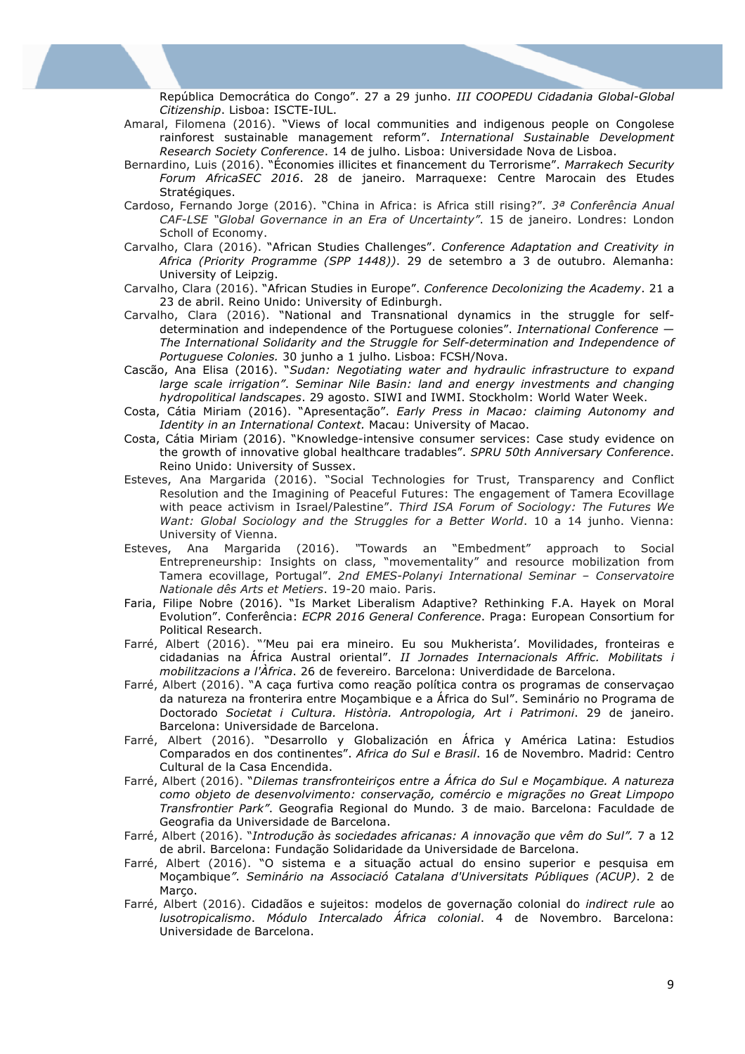República Democrática do Congo". 27 a 29 junho. *III COOPEDU Cidadania Global-Global Citizenship*. Lisboa: ISCTE-IUL.

Amaral, Filomena (2016). "Views of local communities and indigenous people on Congolese rainforest sustainable management reform". *International Sustainable Development Research Society Conference*. 14 de julho. Lisboa: Universidade Nova de Lisboa.

Bernardino, Luis (2016). "Économies illicites et financement du Terrorisme". *Marrakech Security Forum AfricaSEC 2016*. 28 de janeiro. Marraquexe: Centre Marocain des Etudes Stratégiques.

Cardoso, Fernando Jorge (2016). "China in Africa: is Africa still rising?". *3ª Conferência Anual CAF-LSE "Global Governance in an Era of Uncertainty"*. 15 de janeiro. Londres: London Scholl of Economy.

Carvalho, Clara (2016). "African Studies Challenges". *Conference Adaptation and Creativity in Africa (Priority Programme (SPP 1448))*. 29 de setembro a 3 de outubro. Alemanha: University of Leipzig.

Carvalho, Clara (2016). "African Studies in Europe". *Conference Decolonizing the Academy*. 21 a 23 de abril. Reino Unido: University of Edinburgh.

Carvalho, Clara (2016). "National and Transnational dynamics in the struggle for self-determination and independence of the Portuguese colonies". *International Conference — The International Solidarity and the Struggle for Self-determination and Independence of Portuguese Colonies.* 30 junho a 1 julho. Lisboa: FCSH/Nova.

Cascão, Ana Elisa (2016). "*Sudan: Negotiating water and hydraulic infrastructure to expand large scale irrigation"*. *Seminar Nile Basin: land and energy investments and changing hydropolitical landscapes*. 29 agosto. SIWI and IWMI. Stockholm: World Water Week.

Costa, Cátia Miriam (2016). "Apresentação". *Early Press in Macao: claiming Autonomy and Identity in an International Context.* Macau: University of Macao.

Costa, Cátia Miriam (2016). "Knowledge-intensive consumer services: Case study evidence on the growth of innovative global healthcare tradables". *SPRU 50th Anniversary Conference*. Reino Unido: University of Sussex.

Esteves, Ana Margarida (2016). "Social Technologies for Trust, Transparency and Conflict Resolution and the Imagining of Peaceful Futures: The engagement of Tamera Ecovillage with peace activism in Israel/Palestine". *Third ISA Forum of Sociology: The Futures We Want: Global Sociology and the Struggles for a Better World*. 10 a 14 junho. Vienna: University of Vienna.

Esteves, Ana Margarida (2016). "Towards an "Embedment" approach to Social Entrepreneurship: Insights on class, "movementality" and resource mobilization from Tamera ecovillage, Portugal". *2nd EMES-Polanyi International Seminar – Conservatoire Nationale dês Arts et Metiers*. 19-20 maio. Paris.

Faria, Filipe Nobre (2016). "Is Market Liberalism Adaptive? Rethinking F.A. Hayek on Moral Evolution". Conferência: *ECPR 2016 General Conference*. Praga: European Consortium for Political Research.

Farré, Albert (2016). "'Meu pai era mineiro. Eu sou Mukherista'. Movilidades, fronteiras e cidadanias na África Austral oriental". *II Jornades Internacionals Affric. Mobilitats i mobilitzacions a l'Àfrica*. 26 de fevereiro. Barcelona: Univerdidade de Barcelona.

Farré, Albert (2016). "A caça furtiva como reação política contra os programas de conservaçao da natureza na fronterira entre Moçambique e a África do Sul". Seminário no Programa de Doctorado *Societat i Cultura. Història. Antropologia, Art i Patrimoni*. 29 de janeiro. Barcelona: Universidade de Barcelona.

Farré, Albert (2016). "Desarrollo y Globalización en África y América Latina: Estudios Comparados en dos continentes". *Africa do Sul e Brasil*. 16 de Novembro. Madrid: Centro Cultural de la Casa Encendida.

Farré, Albert (2016). "*Dilemas transfronteiriços entre a África do Sul e Moçambique. A natureza como objeto de desenvolvimento: conservação, comércio e migrações no Great Limpopo Transfrontier Park"*. Geografia Regional do Mundo*.* 3 de maio. Barcelona: Faculdade de Geografia da Universidade de Barcelona.

Farré, Albert (2016). "*Introdução às sociedades africanas: A innovação que vêm do Sul".* 7 a 12 de abril. Barcelona: Fundação Solidaridade da Universidade de Barcelona.

Farré, Albert (2016). "O sistema e a situação actual do ensino superior e pesquisa em Moçambique*"*. *Seminário na Associació Catalana d'Universitats Públiques (ACUP)*. 2 de Março.

Farré, Albert (2016). Cidadãos e sujeitos: modelos de governação colonial do *indirect rule* ao *lusotropicalismo*. *Módulo Intercalado África colonial*. 4 de Novembro. Barcelona: Universidade de Barcelona.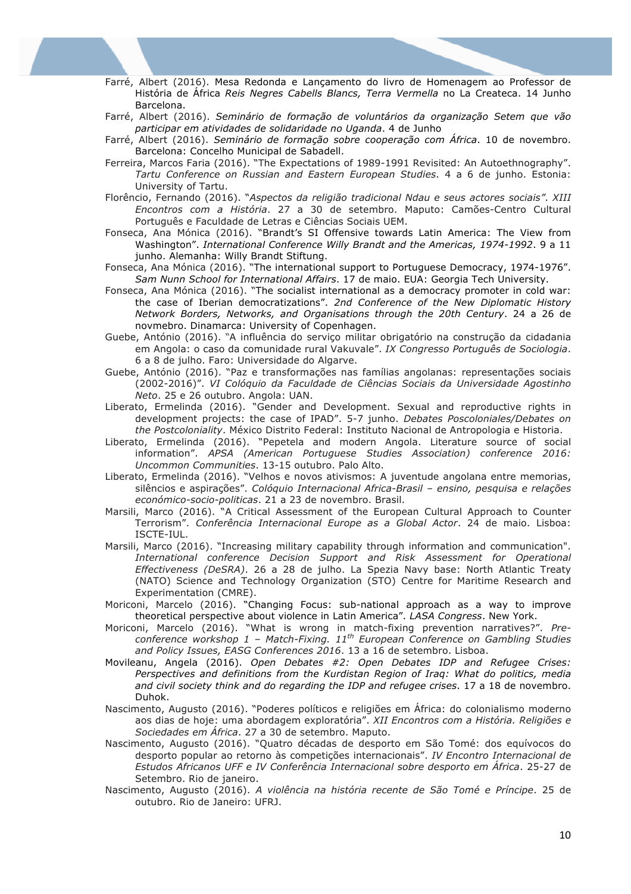Farré, Albert (2016). Mesa Redonda e Lançamento do livro de Homenagem ao Professor de História de África *Reis Negres Cabells Blancs, Terra Vermella* no La Createca. 14 Junho Barcelona.

Farré, Albert (2016). *Seminário de formação de voluntários da organização Setem que vão participar em atividades de solidaridade no Uganda*. 4 de Junho

Farré, Albert (2016). *Seminário de formação sobre cooperação com África*. 10 de novembro. Barcelona: Concelho Municipal de Sabadell.

Ferreira, Marcos Faria (2016). "The Expectations of 1989-1991 Revisited: An Autoethnography". *Tartu Conference on Russian and Eastern European Studies*. 4 a 6 de junho. Estonia: University of Tartu.

Florêncio, Fernando (2016). "*Aspectos da religião tradicional Ndau e seus actores sociais". XIII Encontros com a História*. 27 a 30 de setembro. Maputo: Camões-Centro Cultural Português e Faculdade de Letras e Ciências Sociais UEM.

Fonseca, Ana Mónica (2016). "Brandt's SI Offensive towards Latin America: The View from Washington". *International Conference Willy Brandt and the Americas, 1974-1992*. 9 a 11 junho. Alemanha: Willy Brandt Stiftung.

Fonseca, Ana Mónica (2016). "The international support to Portuguese Democracy, 1974-1976". *Sam Nunn School for International Affairs*. 17 de maio. EUA: Georgia Tech University.

Fonseca, Ana Mónica (2016). "The socialist international as a democracy promoter in cold war: the case of Iberian democratizations". *2nd Conference of the New Diplomatic History Network Borders, Networks, and Organisations through the 20th Century*. 24 a 26 de novmebro. Dinamarca: University of Copenhagen.

Guebe, António (2016). "A influência do serviço militar obrigatório na construção da cidadania em Angola: o caso da comunidade rural Vakuvale". *IX Congresso Português de Sociologia*. 6 a 8 de julho. Faro: Universidade do Algarve.

Guebe, António (2016). "Paz e transformações nas famílias angolanas: representações sociais (2002-2016)". *VI Colóquio da Faculdade de Ciências Sociais da Universidade Agostinho Neto*. 25 e 26 outubro. Angola: UAN.

Liberato, Ermelinda (2016). "Gender and Development. Sexual and reproductive rights in development projects: the case of IPAD". 5-7 junho. *Debates Poscoloniales/Debates on the Postcoloniality*. México Distrito Federal: Instituto Nacional de Antropologia e Historia.

Liberato, Ermelinda (2016). "Pepetela and modern Angola. Literature source of social information". *APSA (American Portuguese Studies Association) conference 2016: Uncommon Communities*. 13-15 outubro. Palo Alto.

Liberato, Ermelinda (2016). "Velhos e novos ativismos: A juventude angolana entre memorias, silêncios e aspirações". *Colóquio Internacional Africa-Brasil – ensino, pesquisa e relações económico-socio-politicas*. 21 a 23 de novembro. Brasil.

Marsili, Marco (2016). "A Critical Assessment of the European Cultural Approach to Counter Terrorism". *Conferência Internacional Europe as a Global Actor*. 24 de maio. Lisboa: ISCTE-IUL.

Marsili, Marco (2016). "Increasing military capability through information and communication". *International conference Decision Support and Risk Assessment for Operational Effectiveness (DeSRA)*. 26 a 28 de julho. La Spezia Navy base: North Atlantic Treaty (NATO) Science and Technology Organization (STO) Centre for Maritime Research and Experimentation (CMRE).

Moriconi, Marcelo (2016). "Changing Focus: sub-national approach as a way to improve theoretical perspective about violence in Latin America". *LASA Congress*. New York.

Moriconi, Marcelo (2016). "What is wrong in match-fixing prevention narratives?". *Pre-conference workshop 1 – Match-Fixing. 11th European Conference on Gambling Studies and Policy Issues, EASG Conferences 2016*. 13 a 16 de setembro. Lisboa.

Movileanu, Angela (2016). *Open Debates #2: Open Debates IDP and Refugee Crises: Perspectives and definitions from the Kurdistan Region of Iraq: What do politics, media and civil society think and do regarding the IDP and refugee crises*. 17 a 18 de novembro. Duhok.

Nascimento, Augusto (2016). "Poderes políticos e religiões em África: do colonialismo moderno aos dias de hoje: uma abordagem exploratória". *XII Encontros com a História. Religiões e Sociedades em África*. 27 a 30 de setembro. Maputo.

Nascimento, Augusto (2016). "Quatro décadas de desporto em São Tomé: dos equívocos do desporto popular ao retorno às competições internacionais". *IV Encontro Internacional de Estudos Africanos UFF e IV Conferência Internacional sobre desporto em África*. 25-27 de Setembro. Rio de janeiro.

Nascimento, Augusto (2016). *A violência na história recente de São Tomé e Príncipe*. 25 de outubro. Rio de Janeiro: UFRJ.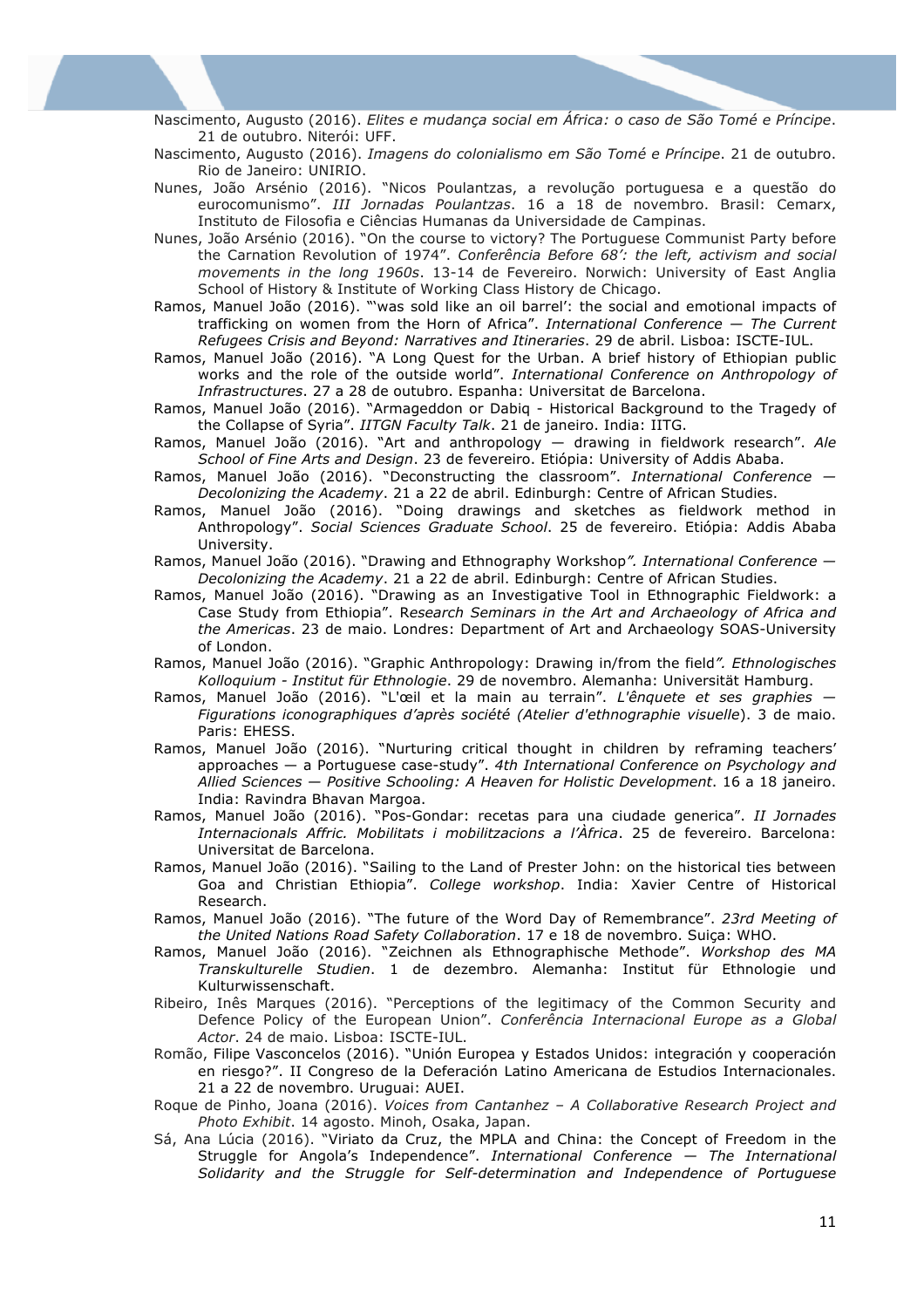Nascimento, Augusto (2016). *Elites e mudança social em África: o caso de São Tomé e Príncipe*. 21 de outubro. Niterói: UFF.

Nascimento, Augusto (2016). *Imagens do colonialismo em São Tomé e Príncipe*. 21 de outubro. Rio de Janeiro: UNIRIO.

Nunes, João Arsénio (2016). "Nicos Poulantzas, a revolução portuguesa e a questão do eurocomunismo". *III Jornadas Poulantzas*. 16 a 18 de novembro. Brasil: Cemarx, Instituto de Filosofia e Ciências Humanas da Universidade de Campinas.

Nunes, João Arsénio (2016). "On the course to victory? The Portuguese Communist Party before the Carnation Revolution of 1974". *Conferência Before 68': the left, activism and social movements in the long 1960s*. 13-14 de Fevereiro. Norwich: University of East Anglia School of History & Institute of Working Class History de Chicago.

Ramos, Manuel João (2016). "'was sold like an oil barrel': the social and emotional impacts of trafficking on women from the Horn of Africa". *International Conference — The Current Refugees Crisis and Beyond: Narratives and Itineraries*. 29 de abril. Lisboa: ISCTE-IUL.

Ramos, Manuel João (2016). "A Long Quest for the Urban. A brief history of Ethiopian public works and the role of the outside world". *International Conference on Anthropology of Infrastructures*. 27 a 28 de outubro. Espanha: Universitat de Barcelona.

Ramos, Manuel João (2016). "Armageddon or Dabiq - Historical Background to the Tragedy of the Collapse of Syria". *IITGN Faculty Talk*. 21 de janeiro. India: IITG.

Ramos, Manuel João (2016). "Art and anthropology — drawing in fieldwork research". *Ale School of Fine Arts and Design*. 23 de fevereiro. Etiópia: University of Addis Ababa.

Ramos, Manuel João (2016). "Deconstructing the classroom". *International Conference — Decolonizing the Academy*. 21 a 22 de abril. Edinburgh: Centre of African Studies.

Ramos, Manuel João (2016). "Doing drawings and sketches as fieldwork method in Anthropology". *Social Sciences Graduate School*. 25 de fevereiro. Etiópia: Addis Ababa University.

Ramos, Manuel João (2016). "Drawing and Ethnography Workshop". *International Conference — Decolonizing the Academy*. 21 a 22 de abril. Edinburgh: Centre of African Studies.

Ramos, Manuel João (2016). "Drawing as an Investigative Tool in Ethnographic Fieldwork: a Case Study from Ethiopia". *Research Seminars in the Art and Archaeology of Africa and the Americas*. 23 de maio. Londres: Department of Art and Archaeology SOAS-University of London.

Ramos, Manuel João (2016). "Graphic Anthropology: Drawing in/from the field". *Ethnologisches Kolloquium - Institut für Ethnologie*. 29 de novembro. Alemanha: Universität Hamburg.

Ramos, Manuel João (2016). "L'œil et la main au terrain". *L'ênquete et ses graphies — Figurations iconographiques d'après société (Atelier d'ethnographie visuelle*). 3 de maio. Paris: EHESS.

Ramos, Manuel João (2016). "Nurturing critical thought in children by reframing teachers' approaches — a Portuguese case-study". *4th International Conference on Psychology and Allied Sciences — Positive Schooling: A Heaven for Holistic Development*. 16 a 18 janeiro. India: Ravindra Bhavan Margoa.

Ramos, Manuel João (2016). "Pos-Gondar: recetas para una ciudade generica". *II Jornades Internacionals Affric. Mobilitats i mobilitzacions a l'Àfrica*. 25 de fevereiro. Barcelona: Universitat de Barcelona.

Ramos, Manuel João (2016). "Sailing to the Land of Prester John: on the historical ties between Goa and Christian Ethiopia". *College workshop*. India: Xavier Centre of Historical Research.

Ramos, Manuel João (2016). "The future of the Word Day of Remembrance". *23rd Meeting of the United Nations Road Safety Collaboration*. 17 e 18 de novembro. Suiça: WHO.

Ramos, Manuel João (2016). "Zeichnen als Ethnographische Methode". *Workshop des MA Transkulturelle Studien*. 1 de dezembro. Alemanha: Institut für Ethnologie und Kulturwissenschaft.

Ribeiro, Inês Marques (2016). "Perceptions of the legitimacy of the Common Security and Defence Policy of the European Union". *Conferência Internacional Europe as a Global Actor*. 24 de maio. Lisboa: ISCTE-IUL.

Romão, Filipe Vasconcelos (2016). "Unión Europea y Estados Unidos: integración y cooperación en riesgo?". II Congreso de la Deferación Latino Americana de Estudios Internacionales. 21 a 22 de novembro. Uruguai: AUEI.

Roque de Pinho, Joana (2016). *Voices from Cantanhez – A Collaborative Research Project and Photo Exhibit*. 14 agosto. Minoh, Osaka, Japan.

Sá, Ana Lúcia (2016). "Viriato da Cruz, the MPLA and China: the Concept of Freedom in the Struggle for Angola's Independence". *International Conference — The International Solidarity and the Struggle for Self-determination and Independence of Portuguese*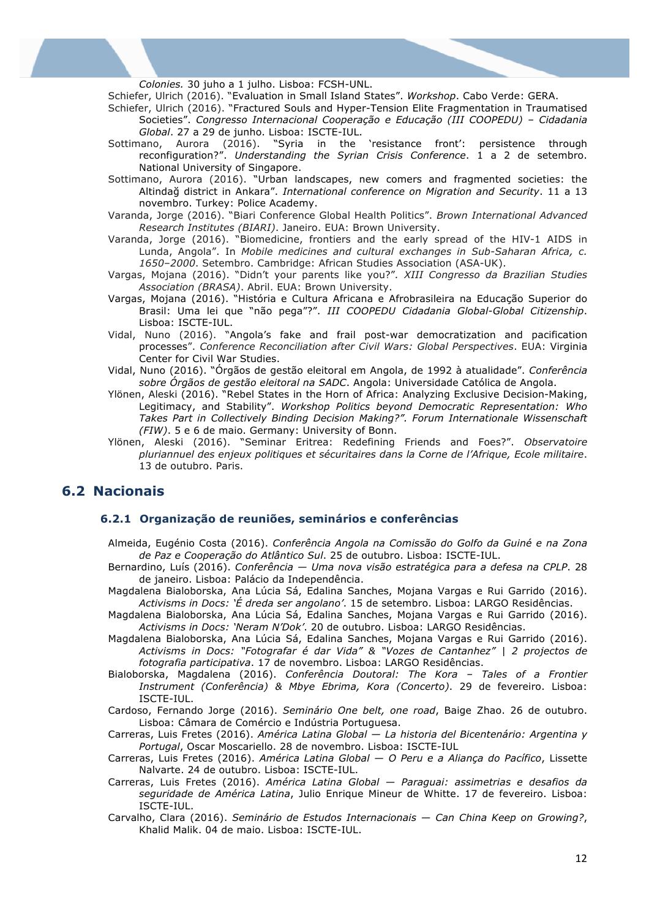*Colonies.* 30 juho a 1 julho. Lisboa: FCSH-UNL.

Schiefer, Ulrich (2016). "Evaluation in Small Island States". *Workshop*. Cabo Verde: GERA.

Schiefer, Ulrich (2016). "Fractured Souls and Hyper-Tension Elite Fragmentation in Traumatised Societies". *Congresso Internacional Cooperação e Educação (III COOPEDU) – Cidadania Global*. 27 a 29 de junho. Lisboa: ISCTE-IUL.

Sottimano, Aurora (2016). "Syria in the 'resistance front': persistence through reconfiguration?". *Understanding the Syrian Crisis Conference*. 1 a 2 de setembro. National University of Singapore.

Sottimano, Aurora (2016). "Urban landscapes, new comers and fragmented societies: the Altindağ district in Ankara". *International conference on Migration and Security*. 11 a 13 novembro. Turkey: Police Academy.

Varanda, Jorge (2016). "Biari Conference Global Health Politics". *Brown International Advanced Research Institutes (BIARI)*. Janeiro. EUA: Brown University.

Varanda, Jorge (2016). "Biomedicine, frontiers and the early spread of the HIV-1 AIDS in Lunda, Angola". In *Mobile medicines and cultural exchanges in Sub-Saharan Africa, c. 1650–2000*. Setembro. Cambridge: African Studies Association (ASA-UK).

Vargas, Mojana (2016). "Didn't your parents like you?". *XIII Congresso da Brazilian Studies Association (BRASA)*. Abril. EUA: Brown University.

Vargas, Mojana (2016). "História e Cultura Africana e Afrobrasileira na Educação Superior do Brasil: Uma lei que "não pega"?". *III COOPEDU Cidadania Global-Global Citizenship*. Lisboa: ISCTE-IUL.

Vidal, Nuno (2016). "Angola's fake and frail post-war democratization and pacification processes". *Conference Reconciliation after Civil Wars: Global Perspectives*. EUA: Virginia Center for Civil War Studies.

Vidal, Nuno (2016). "Órgãos de gestão eleitoral em Angola, de 1992 à atualidade". *Conferência sobre Órgãos de gestão eleitoral na SADC*. Angola: Universidade Católica de Angola.

Ylönen, Aleski (2016). "Rebel States in the Horn of Africa: Analyzing Exclusive Decision-Making, Legitimacy, and Stability". *Workshop Politics beyond Democratic Representation: Who Takes Part in Collectively Binding Decision Making?". Forum Internationale Wissenschaft (FIW)*. 5 e 6 de maio. Germany: University of Bonn.

Ylönen, Aleski (2016). "Seminar Eritrea: Redefining Friends and Foes?". *Observatoire pluriannuel des enjeux politiques et sécuritaires dans la Corne de l'Afrique, Ecole militaire*. 13 de outubro. Paris.

## 6.2 Nacionais

### 6.2.1 Organização de reuniões, seminários e conferências

Almeida, Eugénio Costa (2016). *Conferência Angola na Comissão do Golfo da Guiné e na Zona de Paz e Cooperação do Atlântico Sul*. 25 de outubro. Lisboa: ISCTE-IUL.

Bernardino, Luís (2016). *Conferência — Uma nova visão estratégica para a defesa na CPLP*. 28 de janeiro. Lisboa: Palácio da Independência.

Magdalena Bialoborska, Ana Lúcia Sá, Edalina Sanches, Mojana Vargas e Rui Garrido (2016). *Activisms in Docs: 'É dreda ser angolano'.* 15 de setembro. Lisboa: LARGO Residências.

Magdalena Bialoborska, Ana Lúcia Sá, Edalina Sanches, Mojana Vargas e Rui Garrido (2016). *Activisms in Docs: 'Neram N'Dok'*. 20 de outubro. Lisboa: LARGO Residências.

Magdalena Bialoborska, Ana Lúcia Sá, Edalina Sanches, Mojana Vargas e Rui Garrido (2016). *Activisms in Docs: "Fotografar é dar Vida" & "Vozes de Cantanhez" | 2 projectos de fotografia participativa*. 17 de novembro. Lisboa: LARGO Residências.

Bialoborska, Magdalena (2016). *Conferência Doutoral: The Kora – Tales of a Frontier Instrument (Conferência) & Mbye Ebrima, Kora (Concerto)*. 29 de fevereiro. Lisboa: ISCTE-IUL.

Cardoso, Fernando Jorge (2016). *Seminário One belt, one road*, Baige Zhao. 26 de outubro. Lisboa: Câmara de Comércio e Indústria Portuguesa.

Carreras, Luis Fretes (2016). *América Latina Global — La historia del Bicentenário: Argentina y Portugal*, Oscar Moscariello. 28 de novembro. Lisboa: ISCTE-IUL

Carreras, Luis Fretes (2016). *América Latina Global — O Peru e a Aliança do Pacífico*, Lissette Nalvarte. 24 de outubro. Lisboa: ISCTE-IUL.

Carreras, Luis Fretes (2016). *América Latina Global — Paraguai: assimetrias e desafios da seguridade de América Latina*, Julio Enrique Mineur de Whitte. 17 de fevereiro. Lisboa: ISCTE-IUL.

Carvalho, Clara (2016). *Seminário de Estudos Internacionais — Can China Keep on Growing?*, Khalid Malik. 04 de maio. Lisboa: ISCTE-IUL.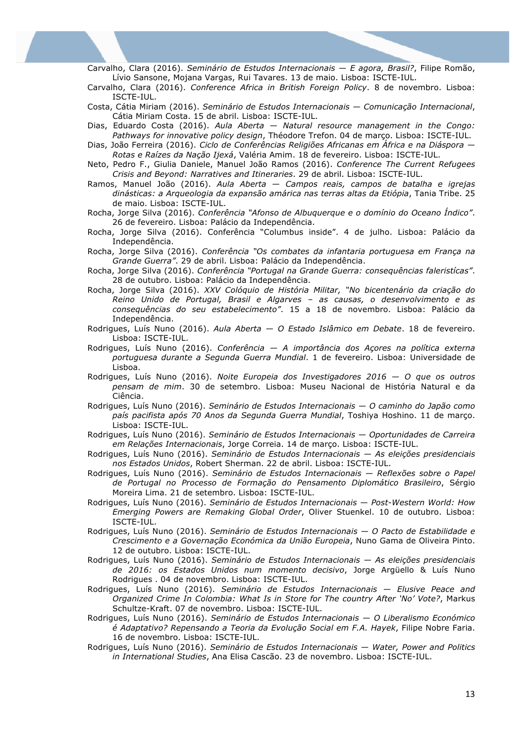Carvalho, Clara (2016). *Seminário de Estudos Internacionais — E agora, Brasil?*, Filipe Romão, Lívio Sansone, Mojana Vargas, Rui Tavares. 13 de maio. Lisboa: ISCTE-IUL.

Carvalho, Clara (2016). *Conference Africa in British Foreign Policy*. 8 de novembro. Lisboa: ISCTE-IUL.

Costa, Cátia Miriam (2016). *Seminário de Estudos Internacionais — Comunicação Internacional*, Cátia Miriam Costa. 15 de abril. Lisboa: ISCTE-IUL.

Dias, Eduardo Costa (2016). *Aula Aberta — Natural resource management in the Congo: Pathways for innovative policy design*, Théodore Trefon. 04 de março. Lisboa: ISCTE-IUL.

Dias, João Ferreira (2016). *Ciclo de Conferências Religiões Africanas em África e na Diáspora — Rotas e Raízes da Nação Ijexá*, Valéria Amim. 18 de fevereiro. Lisboa: ISCTE-IUL.

Neto, Pedro F., Giulia Daniele, Manuel João Ramos (2016). *Conference The Current Refugees Crisis and Beyond: Narratives and Itineraries*. 29 de abril. Lisboa: ISCTE-IUL.

Ramos, Manuel João (2016). *Aula Aberta — Campos reais, campos de batalha e igrejas dinásticas: a Arqueologia da expansão amárica nas terras altas da Etiópia*, Tania Tribe. 25 de maio. Lisboa: ISCTE-IUL.

Rocha, Jorge Silva (2016). *Conferência "Afonso de Albuquerque e o domínio do Oceano Índico"*. 26 de fevereiro. Lisboa: Palácio da Independência.

Rocha, Jorge Silva (2016). Conferência "Columbus inside". 4 de julho. Lisboa: Palácio da Independência.

Rocha, Jorge Silva (2016). *Conferência "Os combates da infantaria portuguesa em França na Grande Guerra"*. 29 de abril. Lisboa: Palácio da Independência.

Rocha, Jorge Silva (2016). *Conferência "Portugal na Grande Guerra: consequências faleristícas"*. 28 de outubro. Lisboa: Palácio da Independência.

Rocha, Jorge Silva (2016). *XXV Colóquio de História Militar, "No bicentenário da criação do Reino Unido de Portugal, Brasil e Algarves – as causas, o desenvolvimento e as consequências do seu estabelecimento"*. 15 a 18 de novembro. Lisboa: Palácio da Independência.

Rodrigues, Luís Nuno (2016). *Aula Aberta — O Estado Islâmico em Debate*. 18 de fevereiro. Lisboa: ISCTE-IUL.

Rodrigues, Luís Nuno (2016). *Conferência — A importância dos Açores na política externa portuguesa durante a Segunda Guerra Mundial*. 1 de fevereiro. Lisboa: Universidade de Lisboa.

Rodrigues, Luís Nuno (2016). *Noite Europeia dos Investigadores 2016 — O que os outros pensam de mim*. 30 de setembro. Lisboa: Museu Nacional de História Natural e da Ciência.

Rodrigues, Luís Nuno (2016). *Seminário de Estudos Internacionais — O caminho do Japão como país pacifista após 70 Anos da Segunda Guerra Mundial*, Toshiya Hoshino. 11 de março. Lisboa: ISCTE-IUL.

Rodrigues, Luís Nuno (2016). *Seminário de Estudos Internacionais — Oportunidades de Carreira em Relações Internacionais*, Jorge Correia. 14 de março. Lisboa: ISCTE-IUL.

Rodrigues, Luís Nuno (2016). *Seminário de Estudos Internacionais — As eleições presidenciais nos Estados Unidos*, Robert Sherman. 22 de abril. Lisboa: ISCTE-IUL.

Rodrigues, Luís Nuno (2016). *Seminário de Estudos Internacionais — Reflexões sobre o Papel de Portugal no Processo de Formação do Pensamento Diplomático Brasileiro*, Sérgio Moreira Lima. 21 de setembro. Lisboa: ISCTE-IUL.

Rodrigues, Luís Nuno (2016). *Seminário de Estudos Internacionais — Post-Western World: How Emerging Powers are Remaking Global Order*, Oliver Stuenkel. 10 de outubro. Lisboa: ISCTE-IUL.

Rodrigues, Luís Nuno (2016). *Seminário de Estudos Internacionais — O Pacto de Estabilidade e Crescimento e a Governação Económica da União Europeia*, Nuno Gama de Oliveira Pinto. 12 de outubro. Lisboa: ISCTE-IUL.

Rodrigues, Luís Nuno (2016). *Seminário de Estudos Internacionais — As eleições presidenciais de 2016: os Estados Unidos num momento decisivo*, Jorge Argüello & Luís Nuno Rodrigues . 04 de novembro. Lisboa: ISCTE-IUL.

Rodrigues, Luís Nuno (2016). *Seminário de Estudos Internacionais — Elusive Peace and Organized Crime In Colombia: What Is in Store for The country After 'No' Vote?*, Markus Schultze-Kraft. 07 de novembro. Lisboa: ISCTE-IUL.

Rodrigues, Luís Nuno (2016). *Seminário de Estudos Internacionais — O Liberalismo Económico é Adaptativo? Repensando a Teoria da Evolução Social em F.A. Hayek*, Filipe Nobre Faria. 16 de novembro. Lisboa: ISCTE-IUL.

Rodrigues, Luís Nuno (2016). *Seminário de Estudos Internacionais — Water, Power and Politics in International Studies*, Ana Elisa Cascão. 23 de novembro. Lisboa: ISCTE-IUL.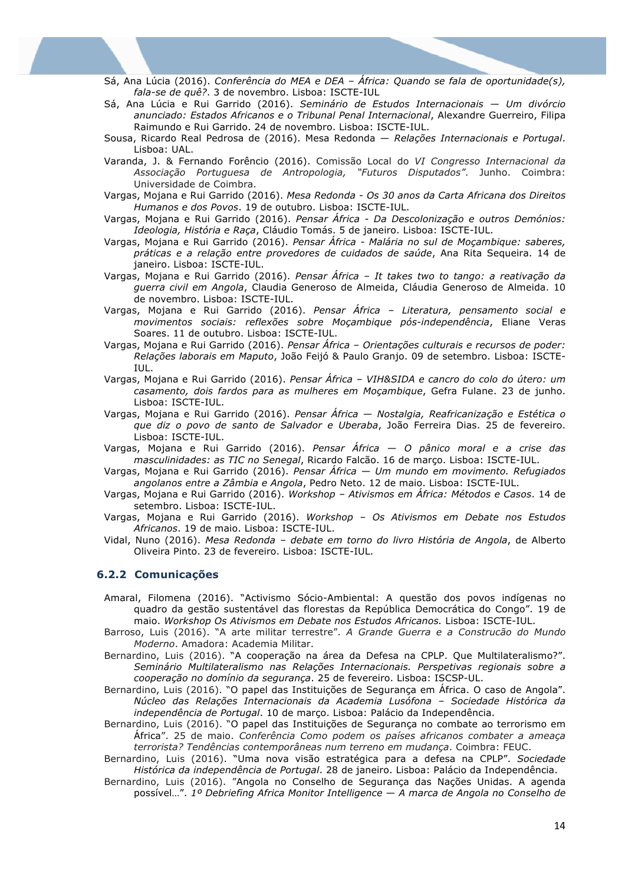Sá, Ana Lúcia (2016). *Conferência do MEA e DEA – África: Quando se fala de oportunidade(s), fala-se de quê?*. 3 de novembro. Lisboa: ISCTE-IUL

Sá, Ana Lúcia e Rui Garrido (2016). *Seminário de Estudos Internacionais — Um divórcio anunciado: Estados Africanos e o Tribunal Penal Internacional*, Alexandre Guerreiro, Filipa Raimundo e Rui Garrido. 24 de novembro. Lisboa: ISCTE-IUL.

Sousa, Ricardo Real Pedrosa de (2016). Mesa Redonda — *Relações Internacionais e Portugal*. Lisboa: UAL.

Varanda, J. & Fernando Forêncio (2016). Comissão Local do *VI Congresso Internacional da Associação Portuguesa de Antropologia, "Futuros Disputados"*. Junho. Coimbra: Universidade de Coimbra.

Vargas, Mojana e Rui Garrido (2016). *Mesa Redonda - Os 30 anos da Carta Africana dos Direitos Humanos e dos Povos*. 19 de outubro. Lisboa: ISCTE-IUL.

Vargas, Mojana e Rui Garrido (2016). *Pensar África - Da Descolonização e outros Demónios: Ideologia, História e Raça*, Cláudio Tomás. 5 de janeiro. Lisboa: ISCTE-IUL.

Vargas, Mojana e Rui Garrido (2016). *Pensar África - Malária no sul de Moçambique: saberes, práticas e a relação entre provedores de cuidados de saúde*, Ana Rita Sequeira. 14 de janeiro. Lisboa: ISCTE-IUL.

Vargas, Mojana e Rui Garrido (2016). *Pensar África – It takes two to tango: a reativação da guerra civil em Angola*, Claudia Generoso de Almeida, Cláudia Generoso de Almeida. 10 de novembro. Lisboa: ISCTE-IUL.

Vargas, Mojana e Rui Garrido (2016). *Pensar África – Literatura, pensamento social e movimentos sociais: reflexões sobre Moçambique pós-independência*, Eliane Veras Soares. 11 de outubro. Lisboa: ISCTE-IUL.

Vargas, Mojana e Rui Garrido (2016). *Pensar África – Orientações culturais e recursos de poder: Relações laborais em Maputo*, João Feijó & Paulo Granjo. 09 de setembro. Lisboa: ISCTE-IUL.

Vargas, Mojana e Rui Garrido (2016). *Pensar África – VIH&SIDA e cancro do colo do útero: um casamento, dois fardos para as mulheres em Moçambique*, Gefra Fulane. 23 de junho. Lisboa: ISCTE-IUL.

Vargas, Mojana e Rui Garrido (2016). *Pensar África — Nostalgia, Reafricanização e Estética o que diz o povo de santo de Salvador e Uberaba*, João Ferreira Dias. 25 de fevereiro. Lisboa: ISCTE-IUL.

Vargas, Mojana e Rui Garrido (2016). *Pensar África — O pânico moral e a crise das masculinidades: as TIC no Senegal*, Ricardo Falcão. 16 de março. Lisboa: ISCTE-IUL.

Vargas, Mojana e Rui Garrido (2016). *Pensar África — Um mundo em movimento. Refugiados angolanos entre a Zâmbia e Angola*, Pedro Neto. 12 de maio. Lisboa: ISCTE-IUL.

Vargas, Mojana e Rui Garrido (2016). *Workshop – Ativismos em África: Métodos e Casos*. 14 de setembro. Lisboa: ISCTE-IUL.

Vargas, Mojana e Rui Garrido (2016). *Workshop – Os Ativismos em Debate nos Estudos Africanos*. 19 de maio. Lisboa: ISCTE-IUL.

Vidal, Nuno (2016). *Mesa Redonda – debate em torno do livro História de Angola*, de Alberto Oliveira Pinto. 23 de fevereiro. Lisboa: ISCTE-IUL.

### 6.2.2 Comunicações

Amaral, Filomena (2016). "Activismo Sócio-Ambiental: A questão dos povos indígenas no quadro da gestão sustentável das florestas da República Democrática do Congo". 19 de maio. *Workshop Os Ativismos em Debate nos Estudos Africanos.* Lisboa: ISCTE-IUL.

Barroso, Luis (2016). "A arte militar terrestre". *A Grande Guerra e a Construção do Mundo Moderno*. Amadora: Academia Militar.

Bernardino, Luis (2016). "A cooperação na área da Defesa na CPLP. Que Multilateralismo?". *Seminário Multilateralismo nas Relações Internacionais. Perspetivas regionais sobre a cooperação no domínio da segurança*. 25 de fevereiro. Lisboa: ISCSP-UL.

Bernardino, Luis (2016). "O papel das Instituições de Segurança em África. O caso de Angola". *Núcleo das Relações Internacionais da Academia Lusófona – Sociedade Histórica da independência de Portugal*. 10 de março. Lisboa: Palácio da Independência.

Bernardino, Luis (2016). "O papel das Instituições de Segurança no combate ao terrorismo em África". 25 de maio. *Conferência Como podem os países africanos combater a ameaça terrorista? Tendências contemporâneas num terreno em mudança*. Coimbra: FEUC.

Bernardino, Luis (2016). "Uma nova visão estratégica para a defesa na CPLP". *Sociedade Histórica da independência de Portugal*. 28 de janeiro. Lisboa: Palácio da Independência.

Bernardino, Luis (2016). "Angola no Conselho de Segurança das Nações Unidas. A agenda possível…". *1º Debriefing Africa Monitor Intelligence — A marca de Angola no Conselho de*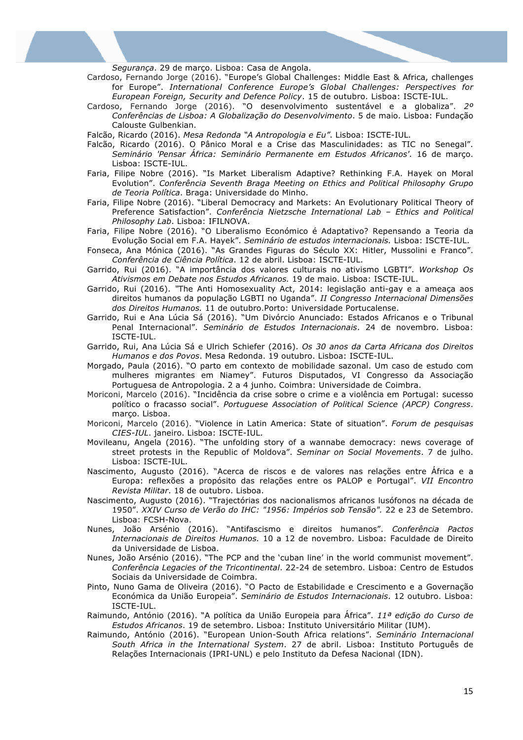*Segurança*. 29 de março. Lisboa: Casa de Angola.

Cardoso, Fernando Jorge (2016). "Europe's Global Challenges: Middle East & Africa, challenges for Europe". *International Conference Europe's Global Challenges: Perspectives for European Foreign, Security and Defence Policy*. 15 de outubro. Lisboa: ISCTE-IUL.

Cardoso, Fernando Jorge (2016). "O desenvolvimento sustentável e a globaliza". *2º Conferências de Lisboa: A Globalização do Desenvolvimento*. 5 de maio. Lisboa: Fundação Calouste Gulbenkian.

Falcão, Ricardo (2016). *Mesa Redonda "A Antropologia e Eu"*. Lisboa: ISCTE-IUL.

Falcão, Ricardo (2016). O Pânico Moral e a Crise das Masculinidades: as TIC no Senegal". *Seminário 'Pensar África: Seminário Permanente em Estudos Africanos'.* 16 de março. Lisboa: ISCTE-IUL.

Faria, Filipe Nobre (2016). "Is Market Liberalism Adaptive? Rethinking F.A. Hayek on Moral Evolution". *Conferência Seventh Braga Meeting on Ethics and Political Philosophy Grupo de Teoria Política*. Braga: Universidade do Minho.

Faria, Filipe Nobre (2016). "Liberal Democracy and Markets: An Evolutionary Political Theory of Preference Satisfaction". *Conferência Nietzsche International Lab – Ethics and Political Philosophy Lab*. Lisboa: IFILNOVA.

Faria, Filipe Nobre (2016). "O Liberalismo Económico é Adaptativo? Repensando a Teoria da Evolução Social em F.A. Hayek". *Seminário de estudos internacionais.* Lisboa: ISCTE-IUL.

Fonseca, Ana Mónica (2016). "As Grandes Figuras do Século XX: Hitler, Mussolini e Franco". *Conferência de Ciência Política*. 12 de abril. Lisboa: ISCTE-IUL.

Garrido, Rui (2016). "A importância dos valores culturais no ativismo LGBTI". *Workshop Os Ativismos em Debate nos Estudos Africanos.* 19 de maio. Lisboa: ISCTE-IUL.

Garrido, Rui (2016). "The Anti Homosexuality Act, 2014: legislação anti-gay e a ameaça aos direitos humanos da população LGBTI no Uganda". *II Congresso Internacional Dimensões dos Direitos Humanos.* 11 de outubro.Porto: Universidade Portucalense.

Garrido, Rui e Ana Lúcia Sá (2016). "Um Divórcio Anunciado: Estados Africanos e o Tribunal Penal Internacional". *Seminário de Estudos Internacionais*. 24 de novembro. Lisboa: ISCTE-IUL.

Garrido, Rui, Ana Lúcia Sá e Ulrich Schiefer (2016). *Os 30 anos da Carta Africana dos Direitos Humanos e dos Povos*. Mesa Redonda. 19 outubro. Lisboa: ISCTE-IUL.

Morgado, Paula (2016). "O parto em contexto de mobilidade sazonal. Um caso de estudo com mulheres migrantes em Niamey". Futuros Disputados, VI Congresso da Associação Portuguesa de Antropologia. 2 a 4 junho. Coimbra: Universidade de Coimbra.

Moriconi, Marcelo (2016). "Incidência da crise sobre o crime e a violência em Portugal: sucesso político o fracasso social". *Portuguese Association of Political Science (APCP) Congress*. março. Lisboa.

Moriconi, Marcelo (2016). "Violence in Latin America: State of situation". *Forum de pesquisas CIES-IUL*. janeiro. Lisboa: ISCTE-IUL.

Movileanu, Angela (2016). "The unfolding story of a wannabe democracy: news coverage of street protests in the Republic of Moldova". *Seminar on Social Movements*. 7 de julho. Lisboa: ISCTE-IUL.

Nascimento, Augusto (2016). "Acerca de riscos e de valores nas relações entre África e a Europa: reflexões a propósito das relações entre os PALOP e Portugal". *VII Encontro Revista Militar*. 18 de outubro. Lisboa.

Nascimento, Augusto (2016). "Trajectórias dos nacionalismos africanos lusófonos na década de 1950". *XXIV Curso de Verão do IHC: "1956: Impérios sob Tensão".* 22 e 23 de Setembro. Lisboa: FCSH-Nova.

Nunes, João Arsénio (2016). "Antifascismo e direitos humanos". *Conferência Pactos Internacionais de Direitos Humanos.* 10 a 12 de novembro. Lisboa: Faculdade de Direito da Universidade de Lisboa.

Nunes, João Arsénio (2016). "The PCP and the 'cuban line' in the world communist movement". *Conferência Legacies of the Tricontinental*. 22-24 de setembro. Lisboa: Centro de Estudos Sociais da Universidade de Coimbra.

Pinto, Nuno Gama de Oliveira (2016). "O Pacto de Estabilidade e Crescimento e a Governação Económica da União Europeia". *Seminário de Estudos Internacionais*. 12 outubro. Lisboa: ISCTE-IUL.

Raimundo, António (2016). "A política da União Europeia para África". *11ª edição do Curso de Estudos Africanos*. 19 de setembro. Lisboa: Instituto Universitário Militar (IUM).

Raimundo, António (2016). "European Union-South Africa relations". *Seminário Internacional South Africa in the International System*. 27 de abril. Lisboa: Instituto Português de Relações Internacionais (IPRI-UNL) e pelo Instituto da Defesa Nacional (IDN).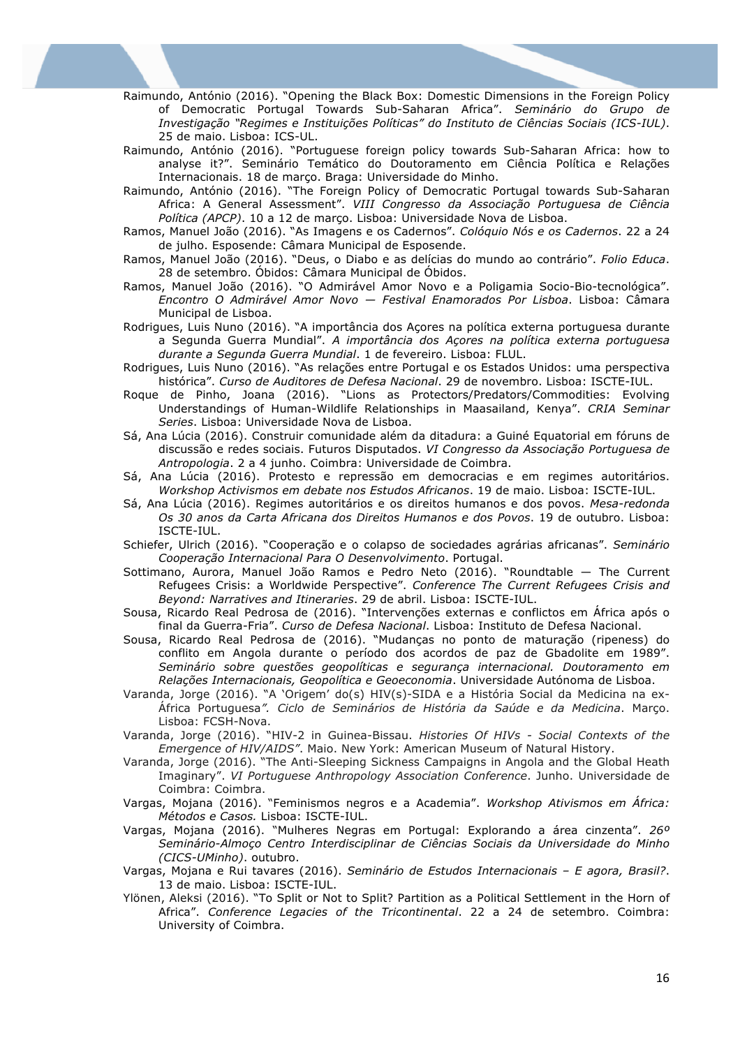Raimundo, António (2016). "Opening the Black Box: Domestic Dimensions in the Foreign Policy of Democratic Portugal Towards Sub-Saharan Africa". *Seminário do Grupo de Investigação "Regimes e Instituições Políticas" do Instituto de Ciências Sociais (ICS-IUL)*. 25 de maio. Lisboa: ICS-UL.

Raimundo, António (2016). "Portuguese foreign policy towards Sub-Saharan Africa: how to analyse it?". Seminário Temático do Doutoramento em Ciência Política e Relações Internacionais. 18 de março. Braga: Universidade do Minho.

Raimundo, António (2016). "The Foreign Policy of Democratic Portugal towards Sub-Saharan Africa: A General Assessment". *VIII Congresso da Associação Portuguesa de Ciência Política (APCP)*. 10 a 12 de março. Lisboa: Universidade Nova de Lisboa.

Ramos, Manuel João (2016). "As Imagens e os Cadernos". *Colóquio Nós e os Cadernos*. 22 a 24 de julho. Esposende: Câmara Municipal de Esposende.

Ramos, Manuel João (2016). "Deus, o Diabo e as delícias do mundo ao contrário". *Folio Educa*. 28 de setembro. Óbidos: Câmara Municipal de Óbidos.

Ramos, Manuel João (2016). "O Admirável Amor Novo e a Poligamia Socio-Bio-tecnológica". *Encontro O Admirável Amor Novo — Festival Enamorados Por Lisboa*. Lisboa: Câmara Municipal de Lisboa.

Rodrigues, Luis Nuno (2016). "A importância dos Açores na política externa portuguesa durante a Segunda Guerra Mundial". *A importância dos Açores na política externa portuguesa durante a Segunda Guerra Mundial*. 1 de fevereiro. Lisboa: FLUL.

Rodrigues, Luis Nuno (2016). "As relações entre Portugal e os Estados Unidos: uma perspectiva histórica". *Curso de Auditores de Defesa Nacional*. 29 de novembro. Lisboa: ISCTE-IUL.

Roque de Pinho, Joana (2016). "Lions as Protectors/Predators/Commodities: Evolving Understandings of Human-Wildlife Relationships in Maasailand, Kenya". *CRIA Seminar Series*. Lisboa: Universidade Nova de Lisboa.

Sá, Ana Lúcia (2016). Construir comunidade além da ditadura: a Guiné Equatorial em fóruns de discussão e redes sociais. Futuros Disputados. *VI Congresso da Associação Portuguesa de Antropologia*. 2 a 4 junho. Coimbra: Universidade de Coimbra.

Sá, Ana Lúcia (2016). Protesto e repressão em democracias e em regimes autoritários. *Workshop Activismos em debate nos Estudos Africanos*. 19 de maio. Lisboa: ISCTE-IUL.

Sá, Ana Lúcia (2016). Regimes autoritários e os direitos humanos e dos povos. *Mesa-redonda Os 30 anos da Carta Africana dos Direitos Humanos e dos Povos*. 19 de outubro. Lisboa: ISCTE-IUL.

Schiefer, Ulrich (2016). "Cooperação e o colapso de sociedades agrárias africanas". *Seminário Cooperação Internacional Para O Desenvolvimento*. Portugal.

Sottimano, Aurora, Manuel João Ramos e Pedro Neto (2016). "Roundtable — The Current Refugees Crisis: a Worldwide Perspective". *Conference The Current Refugees Crisis and Beyond: Narratives and Itineraries*. 29 de abril. Lisboa: ISCTE-IUL.

Sousa, Ricardo Real Pedrosa de (2016). "Intervenções externas e conflictos em África após o final da Guerra-Fria". *Curso de Defesa Nacional*. Lisboa: Instituto de Defesa Nacional.

Sousa, Ricardo Real Pedrosa de (2016). "Mudanças no ponto de maturação (ripeness) do conflito em Angola durante o período dos acordos de paz de Gbadolite em 1989". *Seminário sobre questões geopolíticas e segurança internacional. Doutoramento em Relações Internacionais, Geopolítica e Geoeconomia*. Universidade Autónoma de Lisboa.

Varanda, Jorge (2016). "A 'Origem' do(s) HIV(s)-SIDA e a História Social da Medicina na ex-África Portuguesa*". Ciclo de Seminários de História da Saúde e da Medicina*. Março. Lisboa: FCSH-Nova.

Varanda, Jorge (2016). "HIV-2 in Guinea-Bissau. *Histories Of HIVs - Social Contexts of the Emergence of HIV/AIDS"*. Maio. New York: American Museum of Natural History.

Varanda, Jorge (2016). "The Anti-Sleeping Sickness Campaigns in Angola and the Global Heath Imaginary". *VI Portuguese Anthropology Association Conference*. Junho. Universidade de Coimbra: Coimbra.

Vargas, Mojana (2016). "Feminismos negros e a Academia". *Workshop Ativismos em África: Métodos e Casos.* Lisboa: ISCTE-IUL.

Vargas, Mojana (2016). "Mulheres Negras em Portugal: Explorando a área cinzenta". *26º Seminário-Almoço Centro Interdisciplinar de Ciências Sociais da Universidade do Minho (CICS-UMinho)*. outubro.

Vargas, Mojana e Rui tavares (2016). *Seminário de Estudos Internacionais – E agora, Brasil?*. 13 de maio. Lisboa: ISCTE-IUL.

Ylönen, Aleksi (2016). "To Split or Not to Split? Partition as a Political Settlement in the Horn of Africa". *Conference Legacies of the Tricontinental*. 22 a 24 de setembro. Coimbra: University of Coimbra.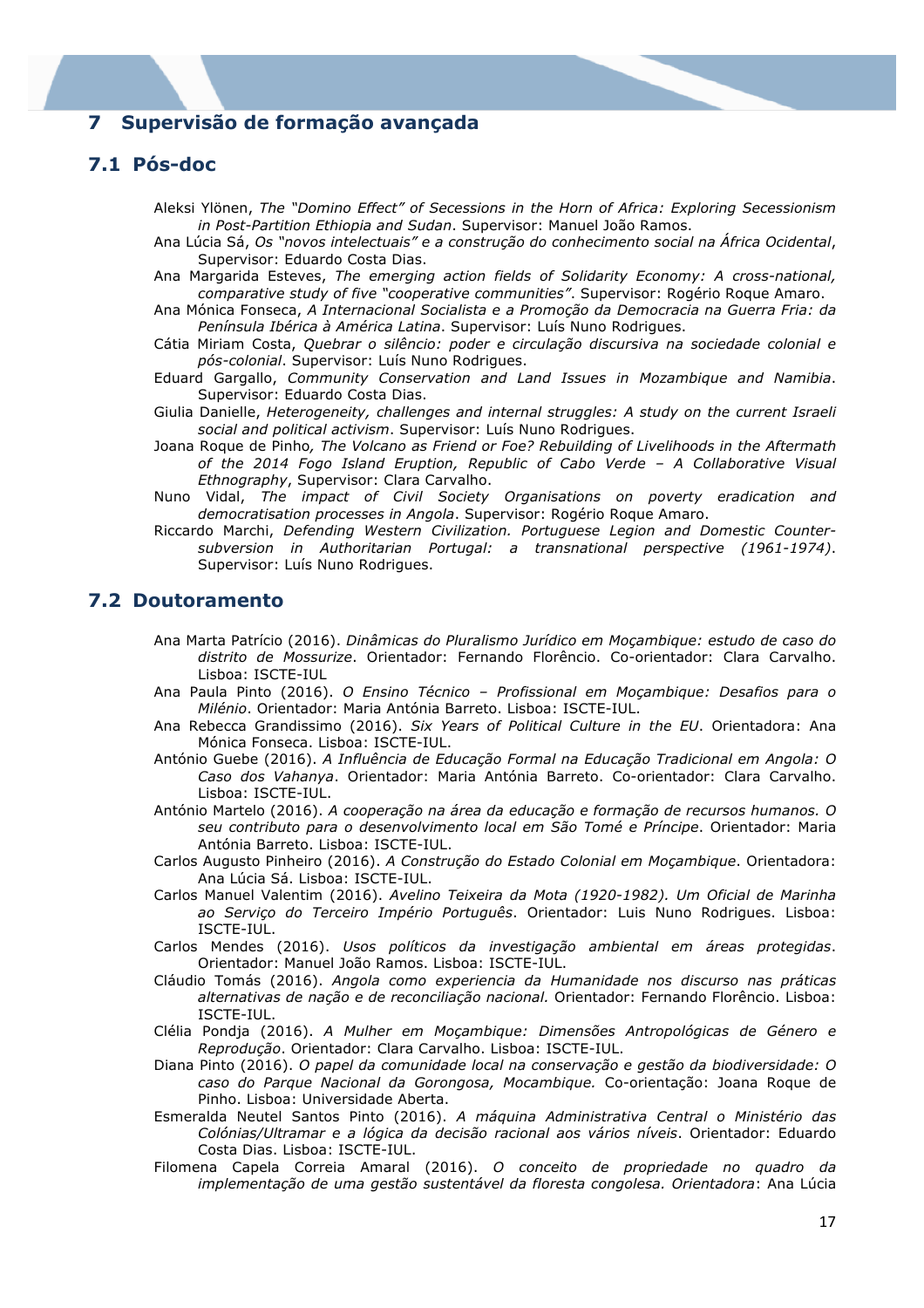## 7 Supervisão de formação avançada

### 7.1 Pós-doc

Aleksi Ylönen, *The "Domino Effect" of Secessions in the Horn of Africa: Exploring Secessionism in Post-Partition Ethiopia and Sudan*. Supervisor: Manuel João Ramos.

Ana Lúcia Sá, *Os "novos intelectuais" e a construção do conhecimento social na África Ocidental*, Supervisor: Eduardo Costa Dias.

Ana Margarida Esteves, *The emerging action fields of Solidarity Economy: A cross-national, comparative study of five "cooperative communities"*. Supervisor: Rogério Roque Amaro.

Ana Mónica Fonseca, *A Internacional Socialista e a Promoção da Democracia na Guerra Fria: da Península Ibérica à América Latina*. Supervisor: Luís Nuno Rodrigues.

Cátia Miriam Costa, *Quebrar o silêncio: poder e circulação discursiva na sociedade colonial e pós-colonial*. Supervisor: Luís Nuno Rodrigues.

Eduard Gargallo, *Community Conservation and Land Issues in Mozambique and Namibia*. Supervisor: Eduardo Costa Dias.

Giulia Danielle, *Heterogeneity, challenges and internal struggles: A study on the current Israeli social and political activism*. Supervisor: Luís Nuno Rodrigues.

Joana Roque de Pinho*, The Volcano as Friend or Foe? Rebuilding of Livelihoods in the Aftermath of the 2014 Fogo Island Eruption, Republic of Cabo Verde – A Collaborative Visual Ethnography*, Supervisor: Clara Carvalho.

Nuno Vidal, *The impact of Civil Society Organisations on poverty eradication and democratisation processes in Angola*. Supervisor: Rogério Roque Amaro.

Riccardo Marchi, *Defending Western Civilization. Portuguese Legion and Domestic Counter-subversion in Authoritarian Portugal: a transnational perspective (1961-1974)*. Supervisor: Luís Nuno Rodrigues.

### 7.2 Doutoramento

Ana Marta Patrício (2016). *Dinâmicas do Pluralismo Jurídico em Moçambique: estudo de caso do distrito de Mossurize*. Orientador: Fernando Florêncio. Co-orientador: Clara Carvalho. Lisboa: ISCTE-IUL

Ana Paula Pinto (2016). *O Ensino Técnico – Profissional em Moçambique: Desafios para o Milénio*. Orientador: Maria Antónia Barreto. Lisboa: ISCTE-IUL.

Ana Rebecca Grandissimo (2016). *Six Years of Political Culture in the EU*. Orientadora: Ana Mónica Fonseca. Lisboa: ISCTE-IUL.

António Guebe (2016). *A Influência de Educação Formal na Educação Tradicional em Angola: O Caso dos Vahanya*. Orientador: Maria Antónia Barreto. Co-orientador: Clara Carvalho. Lisboa: ISCTE-IUL.

António Martelo (2016). *A cooperação na área da educação e formação de recursos humanos. O seu contributo para o desenvolvimento local em São Tomé e Príncipe*. Orientador: Maria Antónia Barreto. Lisboa: ISCTE-IUL.

Carlos Augusto Pinheiro (2016). *A Construção do Estado Colonial em Moçambique*. Orientadora: Ana Lúcia Sá. Lisboa: ISCTE-IUL.

Carlos Manuel Valentim (2016). *Avelino Teixeira da Mota (1920-1982). Um Oficial de Marinha ao Serviço do Terceiro Império Português*. Orientador: Luis Nuno Rodrigues. Lisboa: ISCTE-IUL.

Carlos Mendes (2016). *Usos políticos da investigação ambiental em áreas protegidas*. Orientador: Manuel João Ramos. Lisboa: ISCTE-IUL.

Cláudio Tomás (2016). *Angola como experiencia da Humanidade nos discurso nas práticas alternativas de nação e de reconciliação nacional.* Orientador: Fernando Florêncio. Lisboa: ISCTE-IUL.

Clélia Pondja (2016). *A Mulher em Moçambique: Dimensões Antropológicas de Género e Reprodução*. Orientador: Clara Carvalho. Lisboa: ISCTE-IUL.

Diana Pinto (2016). *O papel da comunidade local na conservação e gestão da biodiversidade: O caso do Parque Nacional da Gorongosa, Mocambique.* Co-orientação: Joana Roque de Pinho. Lisboa: Universidade Aberta.

Esmeralda Neutel Santos Pinto (2016). *A máquina Administrativa Central o Ministério das Colónias/Ultramar e a lógica da decisão racional aos vários níveis*. Orientador: Eduardo Costa Dias. Lisboa: ISCTE-IUL.

Filomena Capela Correia Amaral (2016). *O conceito de propriedade no quadro da implementação de uma gestão sustentável da floresta congolesa. Orientadora*: Ana Lúcia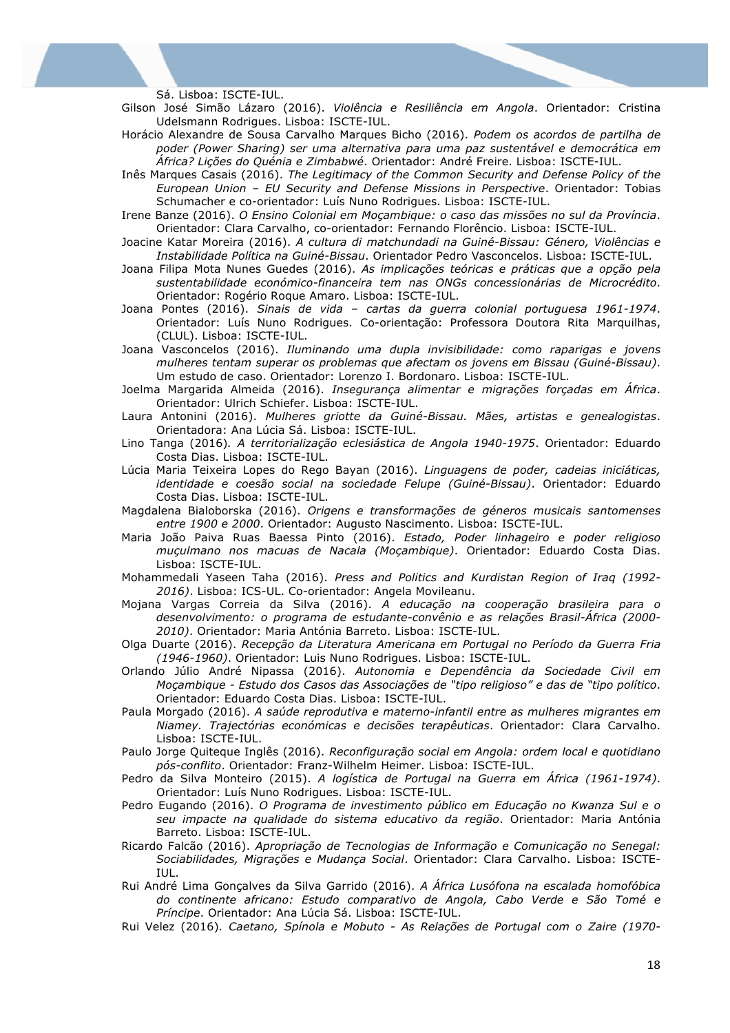Sá. Lisboa: ISCTE-IUL.

Gilson José Simão Lázaro (2016). *Violência e Resiliência em Angola*. Orientador: Cristina Udelsmann Rodrigues. Lisboa: ISCTE-IUL.

Horácio Alexandre de Sousa Carvalho Marques Bicho (2016). *Podem os acordos de partilha de poder (Power Sharing) ser uma alternativa para uma paz sustentável e democrática em África? Lições do Quénia e Zimbabwé*. Orientador: André Freire. Lisboa: ISCTE-IUL.

Inês Marques Casais (2016). *The Legitimacy of the Common Security and Defense Policy of the European Union – EU Security and Defense Missions in Perspective*. Orientador: Tobias Schumacher e co-orientador: Luís Nuno Rodrigues. Lisboa: ISCTE-IUL.

Irene Banze (2016). *O Ensino Colonial em Moçambique: o caso das missões no sul da Província*. Orientador: Clara Carvalho, co-orientador: Fernando Florêncio. Lisboa: ISCTE-IUL.

Joacine Katar Moreira (2016). *A cultura di matchundadi na Guiné-Bissau: Género, Violências e Instabilidade Política na Guiné-Bissau*. Orientador Pedro Vasconcelos. Lisboa: ISCTE-IUL.

Joana Filipa Mota Nunes Guedes (2016). *As implicações teóricas e práticas que a opção pela sustentabilidade económico-financeira tem nas ONGs concessionárias de Microcrédito*. Orientador: Rogério Roque Amaro. Lisboa: ISCTE-IUL.

Joana Pontes (2016). *Sinais de vida – cartas da guerra colonial portuguesa 1961-1974*. Orientador: Luís Nuno Rodrigues. Co-orientação: Professora Doutora Rita Marquilhas, (CLUL). Lisboa: ISCTE-IUL.

Joana Vasconcelos (2016). *Iluminando uma dupla invisibilidade: como raparigas e jovens mulheres tentam superar os problemas que afectam os jovens em Bissau (Guiné-Bissau)*. Um estudo de caso. Orientador: Lorenzo I. Bordonaro. Lisboa: ISCTE-IUL.

Joelma Margarida Almeida (2016). *Insegurança alimentar e migrações forçadas em África*. Orientador: Ulrich Schiefer. Lisboa: ISCTE-IUL.

Laura Antonini (2016). *Mulheres griotte da Guiné-Bissau. Mães, artistas e genealogistas*. Orientadora: Ana Lúcia Sá. Lisboa: ISCTE-IUL.

Lino Tanga (2016). *A territorialização eclesiástica de Angola 1940-1975*. Orientador: Eduardo Costa Dias. Lisboa: ISCTE-IUL.

Lúcia Maria Teixeira Lopes do Rego Bayan (2016). *Linguagens de poder, cadeias iniciáticas, identidade e coesão social na sociedade Felupe (Guiné-Bissau)*. Orientador: Eduardo Costa Dias. Lisboa: ISCTE-IUL.

Magdalena Bialoborska (2016). *Origens e transformações de géneros musicais santomenses entre 1900 e 2000*. Orientador: Augusto Nascimento. Lisboa: ISCTE-IUL.

Maria João Paiva Ruas Baessa Pinto (2016). *Estado, Poder linhageiro e poder religioso muçulmano nos macuas de Nacala (Moçambique)*. Orientador: Eduardo Costa Dias. Lisboa: ISCTE-IUL.

Mohammedali Yaseen Taha (2016). *Press and Politics and Kurdistan Region of Iraq (1992-2016)*. Lisboa: ICS-UL. Co-orientador: Angela Movileanu.

Mojana Vargas Correia da Silva (2016). *A educação na cooperação brasileira para o desenvolvimento: o programa de estudante-convênio e as relações Brasil-África (2000-2010)*. Orientador: Maria Antónia Barreto. Lisboa: ISCTE-IUL.

Olga Duarte (2016). *Recepção da Literatura Americana em Portugal no Período da Guerra Fria (1946-1960)*. Orientador: Luis Nuno Rodrigues. Lisboa: ISCTE-IUL.

Orlando Júlio André Nipassa (2016). *Autonomia e Dependência da Sociedade Civil em Moçambique - Estudo dos Casos das Associações de "tipo religioso" e das de "tipo político*. Orientador: Eduardo Costa Dias. Lisboa: ISCTE-IUL.

Paula Morgado (2016). *A saúde reprodutiva e materno-infantil entre as mulheres migrantes em Niamey. Trajectórias económicas e decisões terapêuticas*. Orientador: Clara Carvalho. Lisboa: ISCTE-IUL.

Paulo Jorge Quiteque Inglês (2016). *Reconfiguração social em Angola: ordem local e quotidiano pós-conflito*. Orientador: Franz-Wilhelm Heimer. Lisboa: ISCTE-IUL.

Pedro da Silva Monteiro (2015). *A logística de Portugal na Guerra em África (1961-1974)*. Orientador: Luís Nuno Rodrigues. Lisboa: ISCTE-IUL.

Pedro Eugando (2016). *O Programa de investimento público em Educação no Kwanza Sul e o seu impacte na qualidade do sistema educativo da região*. Orientador: Maria Antónia Barreto. Lisboa: ISCTE-IUL.

Ricardo Falcão (2016). *Apropriação de Tecnologias de Informação e Comunicação no Senegal: Sociabilidades, Migrações e Mudança Social*. Orientador: Clara Carvalho. Lisboa: ISCTE-IUL.

Rui André Lima Gonçalves da Silva Garrido (2016). *A África Lusófona na escalada homofóbica do continente africano: Estudo comparativo de Angola, Cabo Verde e São Tomé e Príncipe*. Orientador: Ana Lúcia Sá. Lisboa: ISCTE-IUL.

Rui Velez (2016). *Caetano, Spínola e Mobuto - As Relações de Portugal com o Zaire (1970-*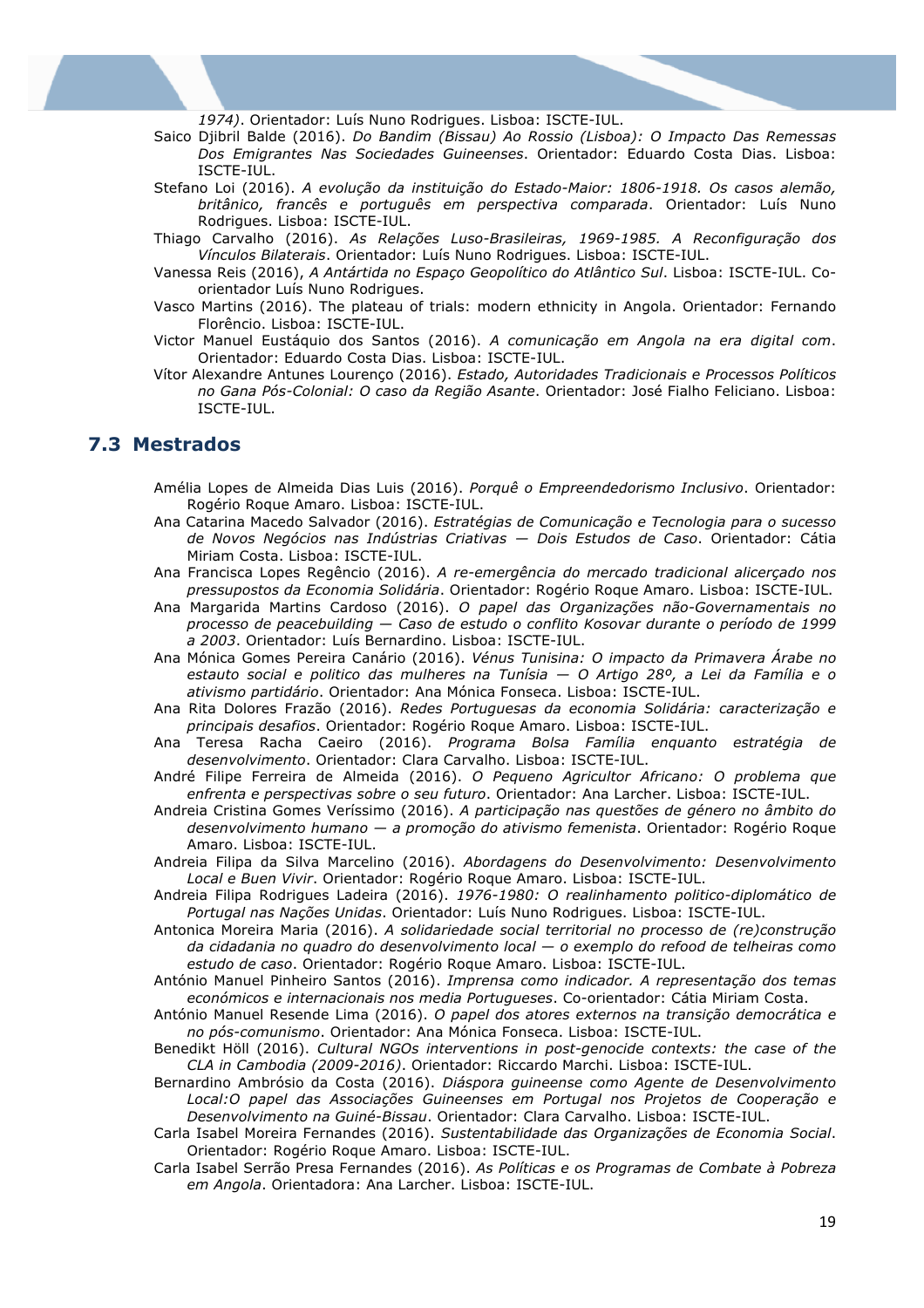*1974)*. Orientador: Luís Nuno Rodrigues. Lisboa: ISCTE-IUL.

Saico Djibril Balde (2016). *Do Bandim (Bissau) Ao Rossio (Lisboa): O Impacto Das Remessas Dos Emigrantes Nas Sociedades Guineenses*. Orientador: Eduardo Costa Dias. Lisboa: ISCTE-IUL.

Stefano Loi (2016). *A evolução da instituição do Estado-Maior: 1806-1918. Os casos alemão, britânico, francês e português em perspectiva comparada*. Orientador: Luís Nuno Rodrigues. Lisboa: ISCTE-IUL.

Thiago Carvalho (2016). *As Relações Luso-Brasileiras, 1969-1985. A Reconfiguração dos Vínculos Bilaterais*. Orientador: Luís Nuno Rodrigues. Lisboa: ISCTE-IUL.

Vanessa Reis (2016), *A Antártida no Espaço Geopolítico do Atlântico Sul*. Lisboa: ISCTE-IUL. Co-orientador Luís Nuno Rodrigues.

Vasco Martins (2016). The plateau of trials: modern ethnicity in Angola. Orientador: Fernando Florêncio. Lisboa: ISCTE-IUL.

Victor Manuel Eustáquio dos Santos (2016). *A comunicação em Angola na era digital com*. Orientador: Eduardo Costa Dias. Lisboa: ISCTE-IUL.

Vítor Alexandre Antunes Lourenço (2016). *Estado, Autoridades Tradicionais e Processos Políticos no Gana Pós-Colonial: O caso da Região Asante*. Orientador: José Fialho Feliciano. Lisboa: ISCTE-IUL.

## 7.3 Mestrados

Amélia Lopes de Almeida Dias Luis (2016). *Porquê o Empreendedorismo Inclusivo*. Orientador: Rogério Roque Amaro. Lisboa: ISCTE-IUL.

Ana Catarina Macedo Salvador (2016). *Estratégias de Comunicação e Tecnologia para o sucesso de Novos Negócios nas Indústrias Criativas — Dois Estudos de Caso*. Orientador: Cátia Miriam Costa. Lisboa: ISCTE-IUL.

Ana Francisca Lopes Regêncio (2016). *A re-emergência do mercado tradicional alicerçado nos pressupostos da Economia Solidária*. Orientador: Rogério Roque Amaro. Lisboa: ISCTE-IUL.

Ana Margarida Martins Cardoso (2016). *O papel das Organizações não-Governamentais no processo de peacebuilding — Caso de estudo o conflito Kosovar durante o período de 1999 a 2003*. Orientador: Luís Bernardino. Lisboa: ISCTE-IUL.

Ana Mónica Gomes Pereira Canário (2016). *Vénus Tunisina: O impacto da Primavera Árabe no estauto social e politico das mulheres na Tunísia — O Artigo 28º, a Lei da Família e o ativismo partidário*. Orientador: Ana Mónica Fonseca. Lisboa: ISCTE-IUL.

Ana Rita Dolores Frazão (2016). *Redes Portuguesas da economia Solidária: caracterização e principais desafios*. Orientador: Rogério Roque Amaro. Lisboa: ISCTE-IUL.

Ana Teresa Racha Caeiro (2016). *Programa Bolsa Família enquanto estratégia de desenvolvimento*. Orientador: Clara Carvalho. Lisboa: ISCTE-IUL.

André Filipe Ferreira de Almeida (2016). *O Pequeno Agricultor Africano: O problema que enfrenta e perspectivas sobre o seu futuro*. Orientador: Ana Larcher. Lisboa: ISCTE-IUL.

Andreia Cristina Gomes Veríssimo (2016). *A participação nas questões de género no âmbito do desenvolvimento humano — a promoção do ativismo femenista*. Orientador: Rogério Roque Amaro. Lisboa: ISCTE-IUL.

Andreia Filipa da Silva Marcelino (2016). *Abordagens do Desenvolvimento: Desenvolvimento Local e Buen Vivir*. Orientador: Rogério Roque Amaro. Lisboa: ISCTE-IUL.

Andreia Filipa Rodrigues Ladeira (2016). *1976-1980: O realinhamento politico-diplomático de Portugal nas Nações Unidas*. Orientador: Luís Nuno Rodrigues. Lisboa: ISCTE-IUL.

Antonica Moreira Maria (2016). *A solidariedade social territorial no processo de (re)construção da cidadania no quadro do desenvolvimento local — o exemplo do refood de telheiras como estudo de caso*. Orientador: Rogério Roque Amaro. Lisboa: ISCTE-IUL.

António Manuel Pinheiro Santos (2016). *Imprensa como indicador. A representação dos temas económicos e internacionais nos media Portugueses*. Co-orientador: Cátia Miriam Costa.

António Manuel Resende Lima (2016). *O papel dos atores externos na transição democrática e no pós-comunismo*. Orientador: Ana Mónica Fonseca. Lisboa: ISCTE-IUL.

Benedikt Höll (2016). *Cultural NGOs interventions in post-genocide contexts: the case of the CLA in Cambodia (2009-2016)*. Orientador: Riccardo Marchi. Lisboa: ISCTE-IUL.

Bernardino Ambrósio da Costa (2016). *Diáspora guineense como Agente de Desenvolvimento Local:O papel das Associações Guineenses em Portugal nos Projetos de Cooperação e Desenvolvimento na Guiné-Bissau*. Orientador: Clara Carvalho. Lisboa: ISCTE-IUL.

Carla Isabel Moreira Fernandes (2016). *Sustentabilidade das Organizações de Economia Social*. Orientador: Rogério Roque Amaro. Lisboa: ISCTE-IUL.

Carla Isabel Serrão Presa Fernandes (2016). *As Políticas e os Programas de Combate à Pobreza em Angola*. Orientadora: Ana Larcher. Lisboa: ISCTE-IUL.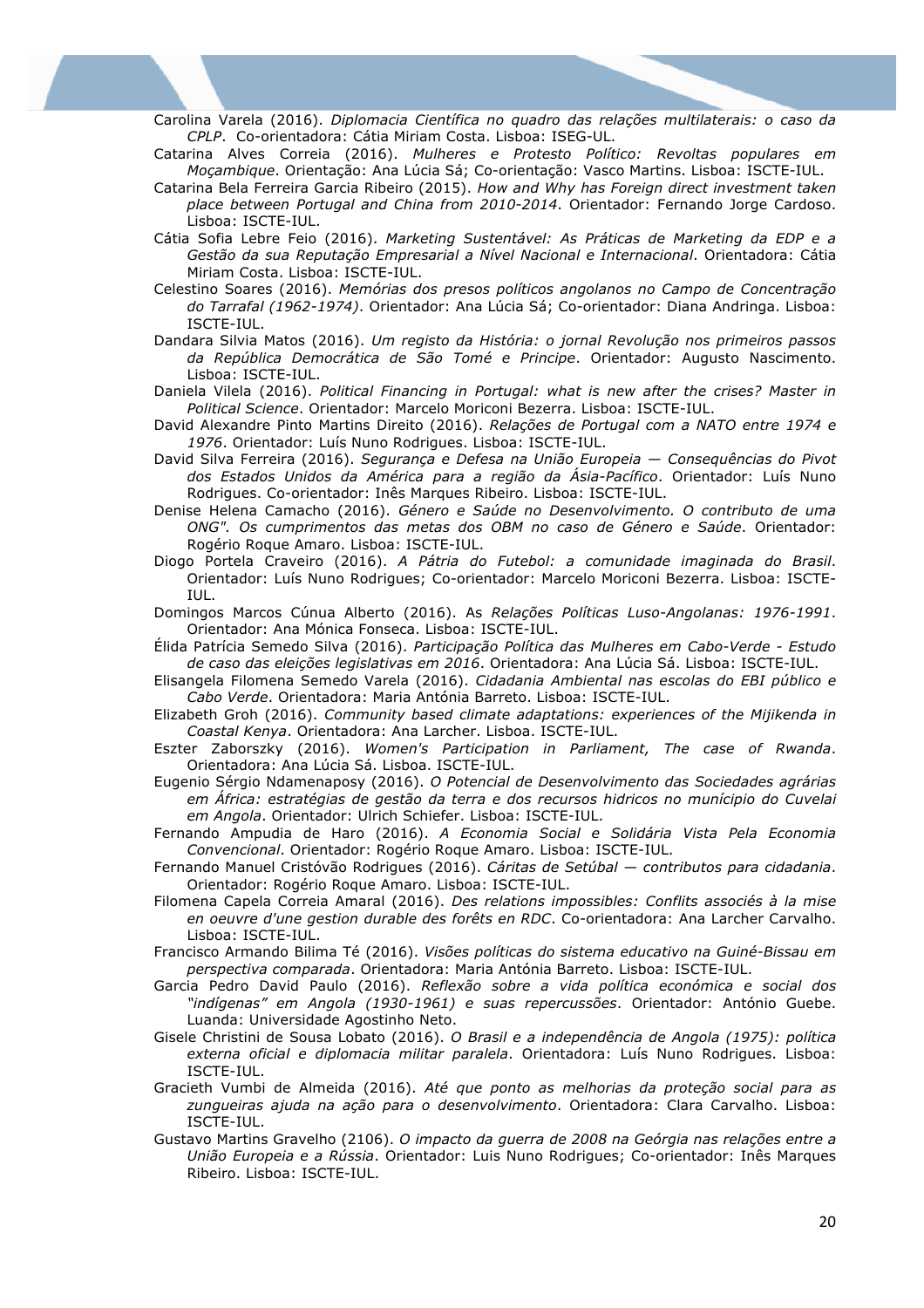Carolina Varela (2016). *Diplomacia Científica no quadro das relações multilaterais: o caso da CPLP*. Co-orientadora: Cátia Miriam Costa. Lisboa: ISEG-UL.

Catarina Alves Correia (2016). *Mulheres e Protesto Político: Revoltas populares em Moçambique*. Orientação: Ana Lúcia Sá; Co-orientação: Vasco Martins. Lisboa: ISCTE-IUL.

Catarina Bela Ferreira Garcia Ribeiro (2015). *How and Why has Foreign direct investment taken place between Portugal and China from 2010-2014*. Orientador: Fernando Jorge Cardoso. Lisboa: ISCTE-IUL.

Cátia Sofia Lebre Feio (2016). *Marketing Sustentável: As Práticas de Marketing da EDP e a Gestão da sua Reputação Empresarial a Nível Nacional e Internacional*. Orientadora: Cátia Miriam Costa. Lisboa: ISCTE-IUL.

Celestino Soares (2016). *Memórias dos presos políticos angolanos no Campo de Concentração do Tarrafal (1962-1974)*. Orientador: Ana Lúcia Sá; Co-orientador: Diana Andringa. Lisboa: ISCTE-IUL.

Dandara Silvia Matos (2016). *Um registo da História: o jornal Revolução nos primeiros passos da República Democrática de São Tomé e Principe*. Orientador: Augusto Nascimento. Lisboa: ISCTE-IUL.

Daniela Vilela (2016). *Political Financing in Portugal: what is new after the crises? Master in Political Science*. Orientador: Marcelo Moriconi Bezerra. Lisboa: ISCTE-IUL.

David Alexandre Pinto Martins Direito (2016). *Relações de Portugal com a NATO entre 1974 e 1976*. Orientador: Luís Nuno Rodrigues. Lisboa: ISCTE-IUL.

David Silva Ferreira (2016). *Segurança e Defesa na União Europeia — Consequências do Pivot dos Estados Unidos da América para a região da Ásia-Pacífico*. Orientador: Luís Nuno Rodrigues. Co-orientador: Inês Marques Ribeiro. Lisboa: ISCTE-IUL.

Denise Helena Camacho (2016). *Género e Saúde no Desenvolvimento. O contributo de uma ONG". Os cumprimentos das metas dos OBM no caso de Género e Saúde*. Orientador: Rogério Roque Amaro. Lisboa: ISCTE-IUL.

Diogo Portela Craveiro (2016). *A Pátria do Futebol: a comunidade imaginada do Brasil*. Orientador: Luís Nuno Rodrigues; Co-orientador: Marcelo Moriconi Bezerra. Lisboa: ISCTE-IUL.

Domingos Marcos Cúnua Alberto (2016). As *Relações Políticas Luso-Angolanas: 1976-1991*. Orientador: Ana Mónica Fonseca. Lisboa: ISCTE-IUL.

Élida Patrícia Semedo Silva (2016). *Participação Política das Mulheres em Cabo-Verde - Estudo de caso das eleições legislativas em 2016*. Orientadora: Ana Lúcia Sá. Lisboa: ISCTE-IUL.

Elisangela Filomena Semedo Varela (2016). *Cidadania Ambiental nas escolas do EBI público e Cabo Verde*. Orientadora: Maria Antónia Barreto. Lisboa: ISCTE-IUL.

Elizabeth Groh (2016). *Community based climate adaptations: experiences of the Mijikenda in Coastal Kenya*. Orientadora: Ana Larcher. Lisboa. ISCTE-IUL.

Eszter Zaborszky (2016). *Women's Participation in Parliament, The case of Rwanda*. Orientadora: Ana Lúcia Sá. Lisboa. ISCTE-IUL.

Eugenio Sérgio Ndamenaposy (2016). *O Potencial de Desenvolvimento das Sociedades agrárias em África: estratégias de gestão da terra e dos recursos hidricos no munícipio do Cuvelai em Angola*. Orientador: Ulrich Schiefer. Lisboa: ISCTE-IUL.

Fernando Ampudia de Haro (2016). *A Economia Social e Solidária Vista Pela Economia Convencional*. Orientador: Rogério Roque Amaro. Lisboa: ISCTE-IUL.

Fernando Manuel Cristóvão Rodrigues (2016). *Cáritas de Setúbal — contributos para cidadania*. Orientador: Rogério Roque Amaro. Lisboa: ISCTE-IUL.

Filomena Capela Correia Amaral (2016). *Des relations impossibles: Conflits associés à la mise en oeuvre d'une gestion durable des forêts en RDC*. Co-orientadora: Ana Larcher Carvalho. Lisboa: ISCTE-IUL.

Francisco Armando Bilima Té (2016). *Visões políticas do sistema educativo na Guiné-Bissau em perspectiva comparada*. Orientadora: Maria Antónia Barreto. Lisboa: ISCTE-IUL.

Garcia Pedro David Paulo (2016). *Reflexão sobre a vida política económica e social dos "indígenas" em Angola (1930-1961) e suas repercussões*. Orientador: António Guebe. Luanda: Universidade Agostinho Neto.

Gisele Christini de Sousa Lobato (2016). *O Brasil e a independência de Angola (1975): política externa oficial e diplomacia militar paralela*. Orientadora: Luís Nuno Rodrigues. Lisboa: ISCTE-IUL.

Gracieth Vumbi de Almeida (2016). *Até que ponto as melhorias da proteção social para as zungueiras ajuda na ação para o desenvolvimento*. Orientadora: Clara Carvalho. Lisboa: ISCTE-IUL.

Gustavo Martins Gravelho (2106). *O impacto da guerra de 2008 na Geórgia nas relações entre a União Europeia e a Rússia*. Orientador: Luis Nuno Rodrigues; Co-orientador: Inês Marques Ribeiro. Lisboa: ISCTE-IUL.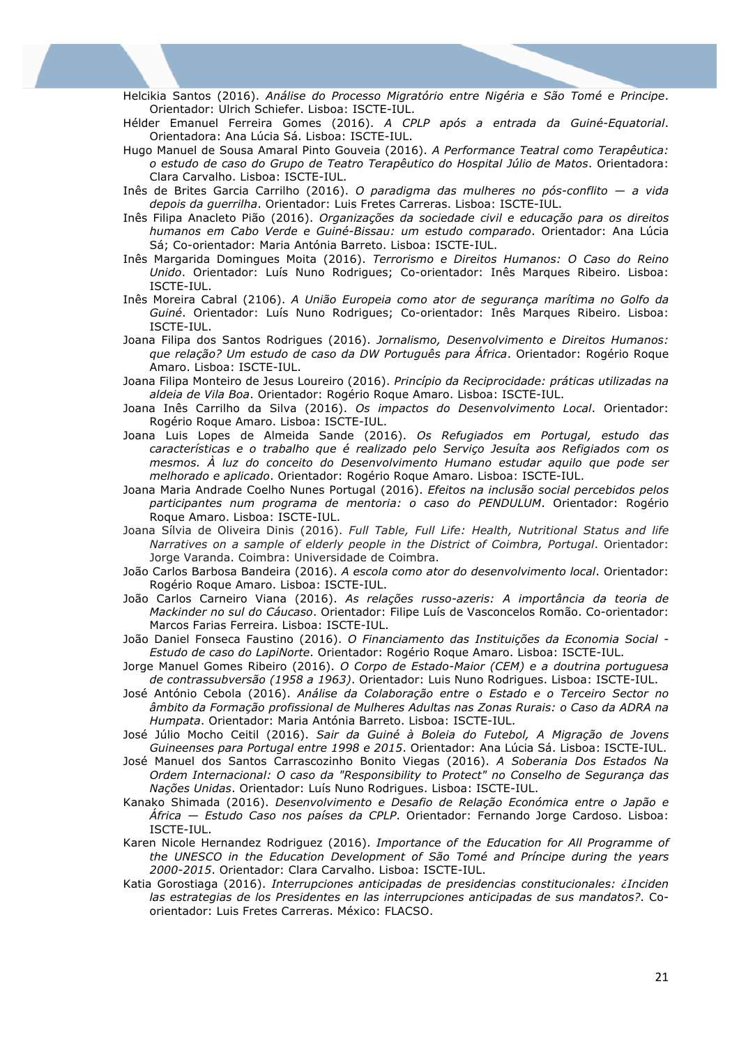Helcikia Santos (2016). *Análise do Processo Migratório entre Nigéria e São Tomé e Principe*. Orientador: Ulrich Schiefer. Lisboa: ISCTE-IUL.

Hélder Emanuel Ferreira Gomes (2016). *A CPLP após a entrada da Guiné-Equatorial*. Orientadora: Ana Lúcia Sá. Lisboa: ISCTE-IUL.

Hugo Manuel de Sousa Amaral Pinto Gouveia (2016). *A Performance Teatral como Terapêutica: o estudo de caso do Grupo de Teatro Terapêutico do Hospital Júlio de Matos*. Orientadora: Clara Carvalho. Lisboa: ISCTE-IUL.

Inês de Brites Garcia Carrilho (2016). *O paradigma das mulheres no pós-conflito — a vida depois da guerrilha*. Orientador: Luis Fretes Carreras. Lisboa: ISCTE-IUL.

Inês Filipa Anacleto Pião (2016). *Organizações da sociedade civil e educação para os direitos humanos em Cabo Verde e Guiné-Bissau: um estudo comparado*. Orientador: Ana Lúcia Sá; Co-orientador: Maria Antónia Barreto. Lisboa: ISCTE-IUL.

Inês Margarida Domingues Moita (2016). *Terrorismo e Direitos Humanos: O Caso do Reino Unido*. Orientador: Luís Nuno Rodrigues; Co-orientador: Inês Marques Ribeiro. Lisboa: ISCTE-IUL.

Inês Moreira Cabral (2106). *A União Europeia como ator de segurança marítima no Golfo da Guiné*. Orientador: Luís Nuno Rodrigues; Co-orientador: Inês Marques Ribeiro. Lisboa: ISCTE-IUL.

Joana Filipa dos Santos Rodrigues (2016). *Jornalismo, Desenvolvimento e Direitos Humanos: que relação? Um estudo de caso da DW Português para África*. Orientador: Rogério Roque Amaro. Lisboa: ISCTE-IUL.

Joana Filipa Monteiro de Jesus Loureiro (2016). *Princípio da Reciprocidade: práticas utilizadas na aldeia de Vila Boa*. Orientador: Rogério Roque Amaro. Lisboa: ISCTE-IUL.

Joana Inês Carrilho da Silva (2016). *Os impactos do Desenvolvimento Local*. Orientador: Rogério Roque Amaro. Lisboa: ISCTE-IUL.

Joana Luis Lopes de Almeida Sande (2016). *Os Refugiados em Portugal, estudo das características e o trabalho que é realizado pelo Serviço Jesuíta aos Refigiados com os mesmos. À luz do conceito do Desenvolvimento Humano estudar aquilo que pode ser melhorado e aplicado*. Orientador: Rogério Roque Amaro. Lisboa: ISCTE-IUL.

Joana Maria Andrade Coelho Nunes Portugal (2016). *Efeitos na inclusão social percebidos pelos participantes num programa de mentoria: o caso do PENDULUM*. Orientador: Rogério Roque Amaro. Lisboa: ISCTE-IUL.

Joana Sílvia de Oliveira Dinis (2016). *Full Table, Full Life: Health, Nutritional Status and life Narratives on a sample of elderly people in the District of Coimbra, Portugal*. Orientador: Jorge Varanda. Coimbra: Universidade de Coimbra.

João Carlos Barbosa Bandeira (2016). *A escola como ator do desenvolvimento local*. Orientador: Rogério Roque Amaro. Lisboa: ISCTE-IUL.

João Carlos Carneiro Viana (2016). *As relações russo-azeris: A importância da teoria de Mackinder no sul do Cáucaso*. Orientador: Filipe Luís de Vasconcelos Romão. Co-orientador: Marcos Farias Ferreira. Lisboa: ISCTE-IUL.

João Daniel Fonseca Faustino (2016). *O Financiamento das Instituições da Economia Social - Estudo de caso do LapiNorte*. Orientador: Rogério Roque Amaro. Lisboa: ISCTE-IUL.

Jorge Manuel Gomes Ribeiro (2016). *O Corpo de Estado-Maior (CEM) e a doutrina portuguesa de contrassubversão (1958 a 1963)*. Orientador: Luis Nuno Rodrigues. Lisboa: ISCTE-IUL.

José António Cebola (2016). *Análise da Colaboração entre o Estado e o Terceiro Sector no âmbito da Formação profissional de Mulheres Adultas nas Zonas Rurais: o Caso da ADRA na Humpata*. Orientador: Maria Antónia Barreto. Lisboa: ISCTE-IUL.

José Júlio Mocho Ceitil (2016). *Sair da Guiné à Boleia do Futebol, A Migração de Jovens Guineenses para Portugal entre 1998 e 2015*. Orientador: Ana Lúcia Sá. Lisboa: ISCTE-IUL.

José Manuel dos Santos Carrascozinho Bonito Viegas (2016). *A Soberania Dos Estados Na Ordem Internacional: O caso da "Responsibility to Protect" no Conselho de Segurança das Nações Unidas*. Orientador: Luís Nuno Rodrigues. Lisboa: ISCTE-IUL.

Kanako Shimada (2016). *Desenvolvimento e Desafio de Relação Económica entre o Japão e África — Estudo Caso nos países da CPLP*. Orientador: Fernando Jorge Cardoso. Lisboa: ISCTE-IUL.

Karen Nicole Hernandez Rodriguez (2016). *Importance of the Education for All Programme of the UNESCO in the Education Development of São Tomé and Príncipe during the years 2000-2015*. Orientador: Clara Carvalho. Lisboa: ISCTE-IUL.

Katia Gorostiaga (2016). *Interrupciones anticipadas de presidencias constitucionales: ¿Inciden las estrategias de los Presidentes en las interrupciones anticipadas de sus mandatos?*. Co-orientador: Luis Fretes Carreras. México: FLACSO.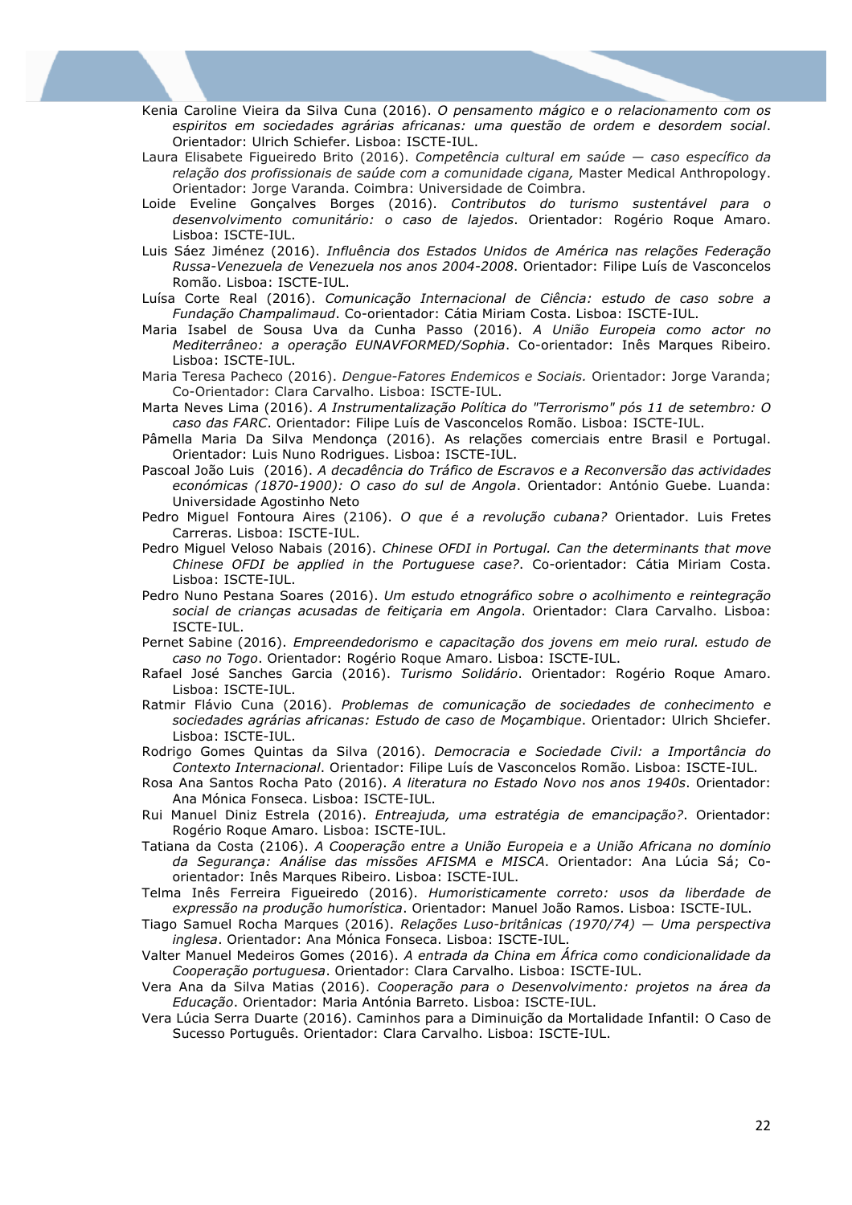Kenia Caroline Vieira da Silva Cuna (2016). *O pensamento mágico e o relacionamento com os espiritos em sociedades agrárias africanas: uma questão de ordem e desordem social*. Orientador: Ulrich Schiefer. Lisboa: ISCTE-IUL.

Laura Elisabete Figueiredo Brito (2016). *Competência cultural em saúde — caso específico da relação dos profissionais de saúde com a comunidade cigana,* Master Medical Anthropology. Orientador: Jorge Varanda. Coimbra: Universidade de Coimbra.

Loide Eveline Gonçalves Borges (2016). *Contributos do turismo sustentável para o desenvolvimento comunitário: o caso de lajedos*. Orientador: Rogério Roque Amaro. Lisboa: ISCTE-IUL.

Luis Sáez Jiménez (2016). *Influência dos Estados Unidos de América nas relações Federação Russa-Venezuela de Venezuela nos anos 2004-2008*. Orientador: Filipe Luís de Vasconcelos Romão. Lisboa: ISCTE-IUL.

Luísa Corte Real (2016). *Comunicação Internacional de Ciência: estudo de caso sobre a Fundação Champalimaud*. Co-orientador: Cátia Miriam Costa. Lisboa: ISCTE-IUL.

Maria Isabel de Sousa Uva da Cunha Passo (2016). *A União Europeia como actor no Mediterrâneo: a operação EUNAVFORMED/Sophia*. Co-orientador: Inês Marques Ribeiro. Lisboa: ISCTE-IUL.

Maria Teresa Pacheco (2016). *Dengue-Fatores Endemicos e Sociais.* Orientador: Jorge Varanda; Co-Orientador: Clara Carvalho. Lisboa: ISCTE-IUL.

Marta Neves Lima (2016). *A Instrumentalização Política do "Terrorismo" pós 11 de setembro: O caso das FARC*. Orientador: Filipe Luís de Vasconcelos Romão. Lisboa: ISCTE-IUL.

Pâmella Maria Da Silva Mendonça (2016). As relações comerciais entre Brasil e Portugal. Orientador: Luis Nuno Rodrigues. Lisboa: ISCTE-IUL.

Pascoal João Luis (2016). *A decadência do Tráfico de Escravos e a Reconversão das actividades económicas (1870-1900): O caso do sul de Angola*. Orientador: António Guebe. Luanda: Universidade Agostinho Neto

Pedro Miguel Fontoura Aires (2106). *O que é a revolução cubana?* Orientador. Luis Fretes Carreras. Lisboa: ISCTE-IUL.

Pedro Miguel Veloso Nabais (2016). *Chinese OFDI in Portugal. Can the determinants that move Chinese OFDI be applied in the Portuguese case?*. Co-orientador: Cátia Miriam Costa. Lisboa: ISCTE-IUL.

Pedro Nuno Pestana Soares (2016). *Um estudo etnográfico sobre o acolhimento e reintegração social de crianças acusadas de feitiçaria em Angola*. Orientador: Clara Carvalho. Lisboa: ISCTE-IUL.

Pernet Sabine (2016). *Empreendedorismo e capacitação dos jovens em meio rural. estudo de caso no Togo*. Orientador: Rogério Roque Amaro. Lisboa: ISCTE-IUL.

Rafael José Sanches Garcia (2016). *Turismo Solidário*. Orientador: Rogério Roque Amaro. Lisboa: ISCTE-IUL.

Ratmir Flávio Cuna (2016). *Problemas de comunicação de sociedades de conhecimento e sociedades agrárias africanas: Estudo de caso de Moçambique*. Orientador: Ulrich Shciefer. Lisboa: ISCTE-IUL.

Rodrigo Gomes Quintas da Silva (2016). *Democracia e Sociedade Civil: a Importância do Contexto Internacional*. Orientador: Filipe Luís de Vasconcelos Romão. Lisboa: ISCTE-IUL.

Rosa Ana Santos Rocha Pato (2016). *A literatura no Estado Novo nos anos 1940s*. Orientador: Ana Mónica Fonseca. Lisboa: ISCTE-IUL.

Rui Manuel Diniz Estrela (2016). *Entreajuda, uma estratégia de emancipação?*. Orientador: Rogério Roque Amaro. Lisboa: ISCTE-IUL.

Tatiana da Costa (2106). *A Cooperação entre a União Europeia e a União Africana no domínio da Segurança: Análise das missões AFISMA e MISCA*. Orientador: Ana Lúcia Sá; Co-orientador: Inês Marques Ribeiro. Lisboa: ISCTE-IUL.

Telma Inês Ferreira Figueiredo (2016). *Humoristicamente correto: usos da liberdade de expressão na produção humorística*. Orientador: Manuel João Ramos. Lisboa: ISCTE-IUL.

Tiago Samuel Rocha Marques (2016). *Relações Luso-britânicas (1970/74) — Uma perspectiva inglesa*. Orientador: Ana Mónica Fonseca. Lisboa: ISCTE-IUL.

Valter Manuel Medeiros Gomes (2016). *A entrada da China em África como condicionalidade da Cooperação portuguesa*. Orientador: Clara Carvalho. Lisboa: ISCTE-IUL.

Vera Ana da Silva Matias (2016). *Cooperação para o Desenvolvimento: projetos na área da Educação*. Orientador: Maria Antónia Barreto. Lisboa: ISCTE-IUL.

Vera Lúcia Serra Duarte (2016). Caminhos para a Diminuição da Mortalidade Infantil: O Caso de Sucesso Português. Orientador: Clara Carvalho. Lisboa: ISCTE-IUL.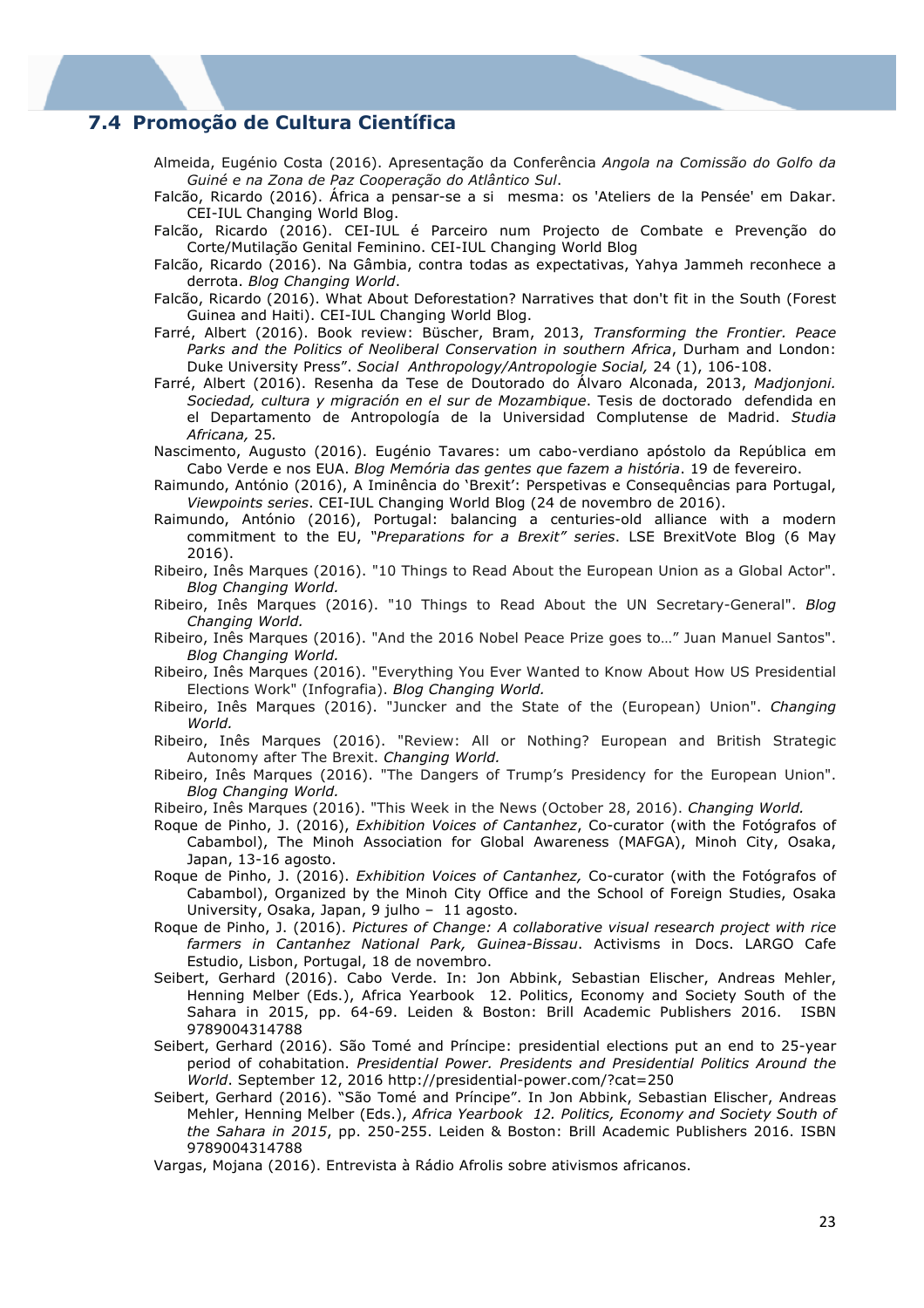## 7.4 Promoção de Cultura Científica

Almeida, Eugénio Costa (2016). Apresentação da Conferência *Angola na Comissão do Golfo da Guiné e na Zona de Paz Cooperação do Atlântico Sul*.

Falcão, Ricardo (2016). África a pensar-se a si mesma: os 'Ateliers de la Pensée' em Dakar. CEI-IUL Changing World Blog.

Falcão, Ricardo (2016). CEI-IUL é Parceiro num Projecto de Combate e Prevenção do Corte/Mutilação Genital Feminino. CEI-IUL Changing World Blog

Falcão, Ricardo (2016). Na Gâmbia, contra todas as expectativas, Yahya Jammeh reconhece a derrota. *Blog Changing World*.

Falcão, Ricardo (2016). What About Deforestation? Narratives that don't fit in the South (Forest Guinea and Haiti). CEI-IUL Changing World Blog.

Farré, Albert (2016). Book review: Büscher, Bram, 2013, *Transforming the Frontier. Peace Parks and the Politics of Neoliberal Conservation in southern Africa*, Durham and London: Duke University Press". *Social Anthropology/Antropologie Social,* 24 (1), 106-108.

Farré, Albert (2016). Resenha da Tese de Doutorado do Álvaro Alconada, 2013, *Madjonjoni. Sociedad, cultura y migración en el sur de Mozambique*. Tesis de doctorado defendida en el Departamento de Antropología de la Universidad Complutense de Madrid. *Studia Africana,* 25*.*

Nascimento, Augusto (2016). Eugénio Tavares: um cabo-verdiano apóstolo da República em Cabo Verde e nos EUA. *Blog Memória das gentes que fazem a história*. 19 de fevereiro.

Raimundo, António (2016), A Iminência do 'Brexit': Perspetivas e Consequências para Portugal, *Viewpoints series*. CEI-IUL Changing World Blog (24 de novembro de 2016).

Raimundo, António (2016), Portugal: balancing a centuries-old alliance with a modern commitment to the EU, *"Preparations for a Brexit" series*. LSE BrexitVote Blog (6 May 2016).

Ribeiro, Inês Marques (2016). "10 Things to Read About the European Union as a Global Actor". *Blog Changing World.*

Ribeiro, Inês Marques (2016). "10 Things to Read About the UN Secretary-General". *Blog Changing World.*

Ribeiro, Inês Marques (2016). "And the 2016 Nobel Peace Prize goes to…" Juan Manuel Santos". *Blog Changing World.*

Ribeiro, Inês Marques (2016). "Everything You Ever Wanted to Know About How US Presidential Elections Work" (Infografia). *Blog Changing World.*

Ribeiro, Inês Marques (2016). "Juncker and the State of the (European) Union". *Changing World.*

Ribeiro, Inês Marques (2016). "Review: All or Nothing? European and British Strategic Autonomy after The Brexit. *Changing World.*

Ribeiro, Inês Marques (2016). "The Dangers of Trump's Presidency for the European Union". *Blog Changing World.*

Ribeiro, Inês Marques (2016). "This Week in the News (October 28, 2016). *Changing World.*

Roque de Pinho, J. (2016), *Exhibition Voices of Cantanhez*, Co-curator (with the Fotógrafos of Cabambol), The Minoh Association for Global Awareness (MAFGA), Minoh City, Osaka, Japan, 13-16 agosto.

Roque de Pinho, J. (2016). *Exhibition Voices of Cantanhez,* Co-curator (with the Fotógrafos of Cabambol), Organized by the Minoh City Office and the School of Foreign Studies, Osaka University, Osaka, Japan, 9 julho – 11 agosto.

Roque de Pinho, J. (2016). *Pictures of Change: A collaborative visual research project with rice farmers in Cantanhez National Park, Guinea-Bissau*. Activisms in Docs. LARGO Cafe Estudio, Lisbon, Portugal, 18 de novembro.

Seibert, Gerhard (2016). Cabo Verde. In: Jon Abbink, Sebastian Elischer, Andreas Mehler, Henning Melber (Eds.), Africa Yearbook 12. Politics, Economy and Society South of the Sahara in 2015, pp. 64-69. Leiden & Boston: Brill Academic Publishers 2016. ISBN 9789004314788

Seibert, Gerhard (2016). São Tomé and Príncipe: presidential elections put an end to 25-year period of cohabitation. *Presidential Power. Presidents and Presidential Politics Around the World*. September 12, 2016 http://presidential-power.com/?cat=250

Seibert, Gerhard (2016). "São Tomé and Príncipe". In Jon Abbink, Sebastian Elischer, Andreas Mehler, Henning Melber (Eds.), *Africa Yearbook 12. Politics, Economy and Society South of the Sahara in 2015*, pp. 250-255. Leiden & Boston: Brill Academic Publishers 2016. ISBN 9789004314788

Vargas, Mojana (2016). Entrevista à Rádio Afrolis sobre ativismos africanos.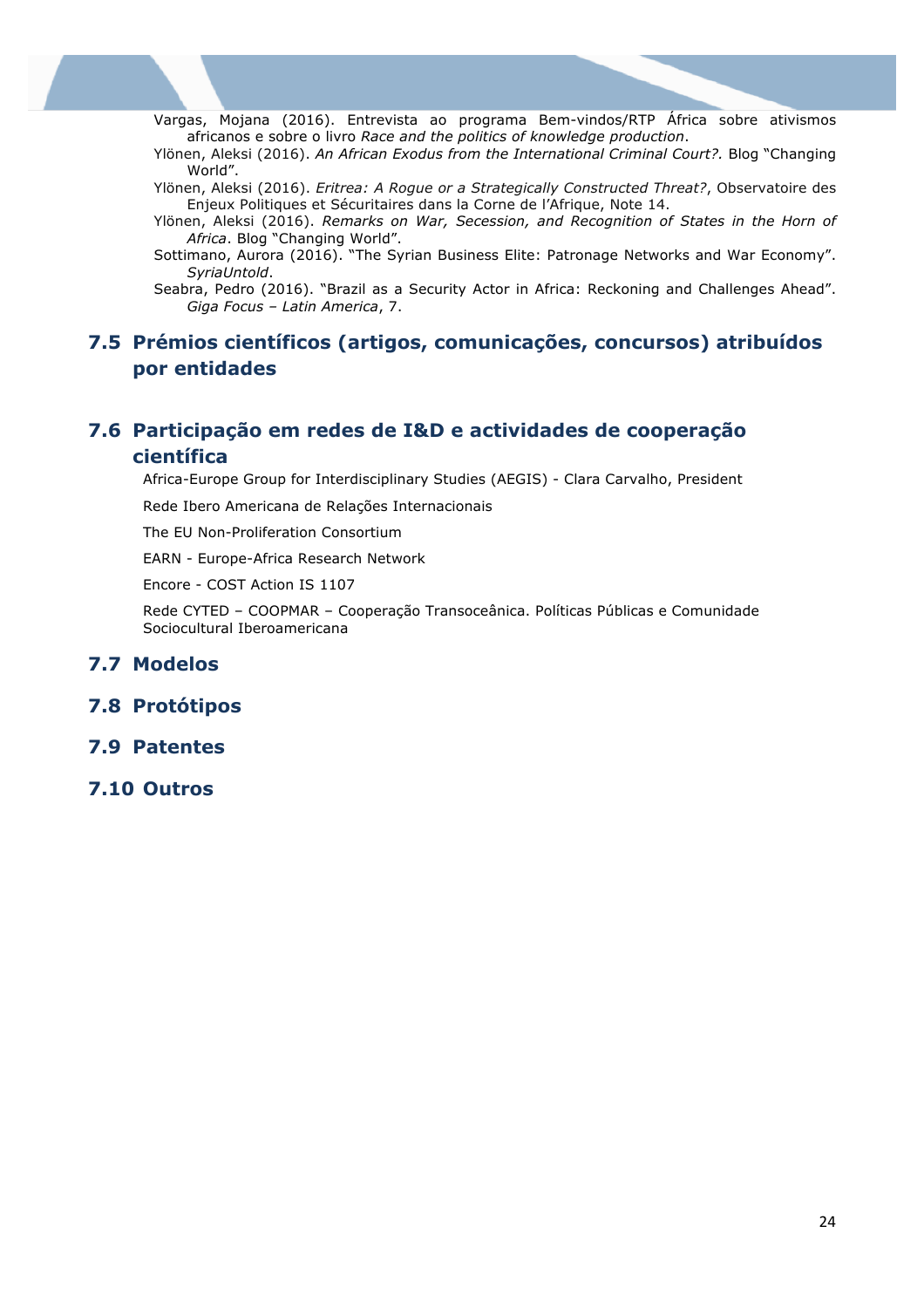Vargas, Mojana (2016). Entrevista ao programa Bem-vindos/RTP África sobre ativismos africanos e sobre o livro *Race and the politics of knowledge production*.

Ylönen, Aleksi (2016). *An African Exodus from the International Criminal Court?.* Blog "Changing World".

Ylönen, Aleksi (2016). *Eritrea: A Rogue or a Strategically Constructed Threat?*, Observatoire des Enjeux Politiques et Sécuritaires dans la Corne de l'Afrique, Note 14.

Ylönen, Aleksi (2016). *Remarks on War, Secession, and Recognition of States in the Horn of Africa*. Blog "Changing World".

Sottimano, Aurora (2016). "The Syrian Business Elite: Patronage Networks and War Economy". *SyriaUntold*.

Seabra, Pedro (2016). "Brazil as a Security Actor in Africa: Reckoning and Challenges Ahead". *Giga Focus – Latin America*, 7.

## 7.5 Prémios científicos (artigos, comunicações, concursos) atribuídos por entidades

## 7.6 Participação em redes de I&D e actividades de cooperação científica

Africa-Europe Group for Interdisciplinary Studies (AEGIS) - Clara Carvalho, President

Rede Ibero Americana de Relações Internacionais

The EU Non-Proliferation Consortium

EARN - Europe-Africa Research Network

Encore - COST Action IS 1107

Rede CYTED – COOPMAR – Cooperação Transoceânica. Políticas Públicas e Comunidade Sociocultural Iberoamericana

## 7.7 Modelos

## 7.8 Protótipos

## 7.9 Patentes

## 7.10 Outros